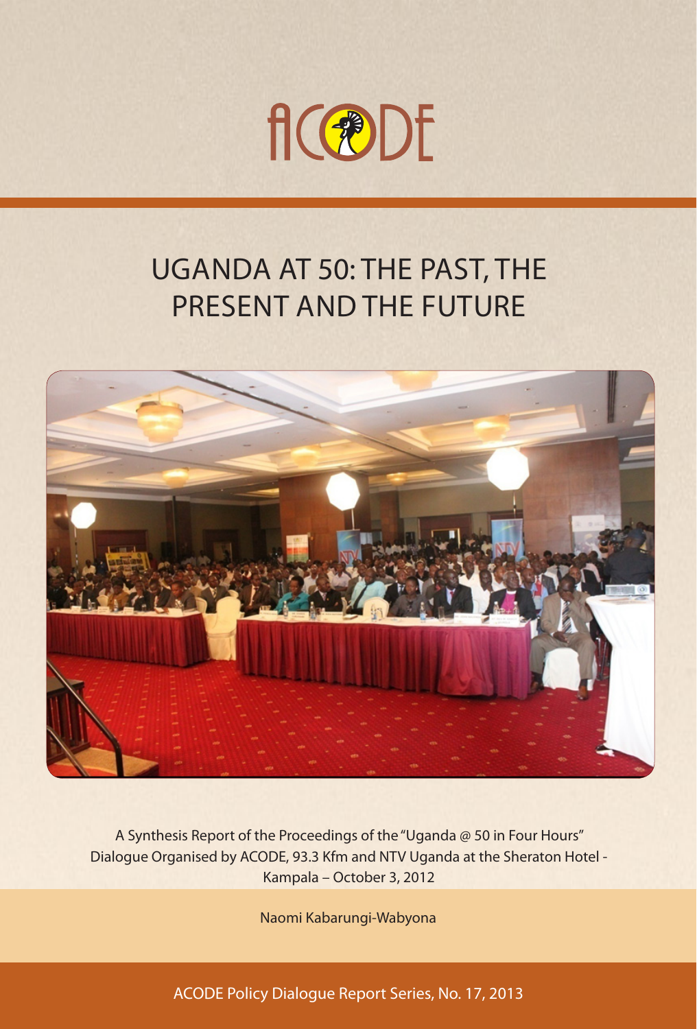ACODE

# UGANDA AT 50: THE PAST, THE PRESENT AND THE FUTURE

A Synthesis Report of the Proceedings of the "Uganda @ 50 in Four Hours" Dialogue Organised by ACODE, 93.3 Kfm and NTV Uganda at the Sheraton Hotel - Kampala – October 3, 2012

Naomi Kabarungi-Wabyona

ACODE Policy Dialogue Report Series, No. 17, 2013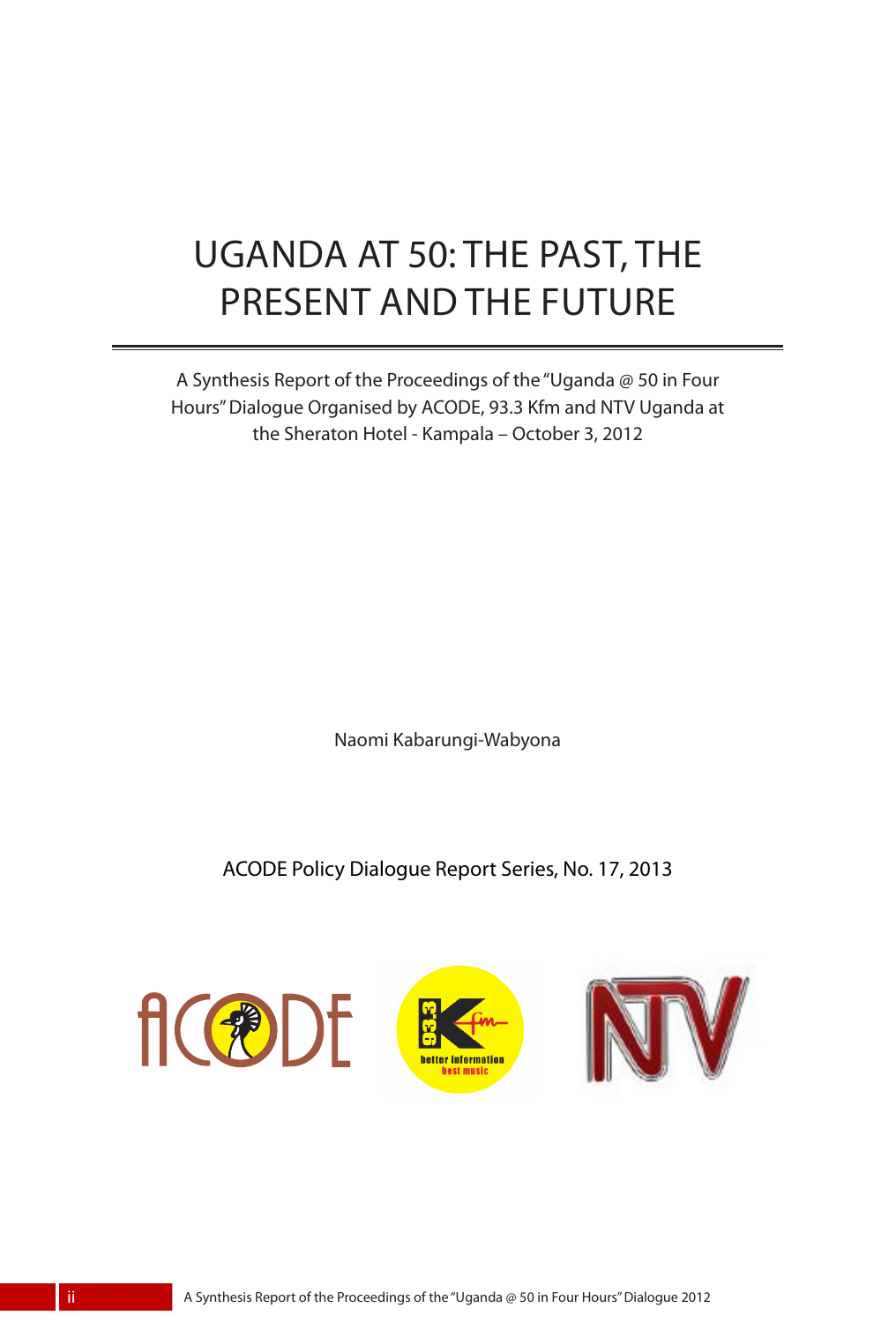# UGANDA AT 50: THE PAST, THE PRESENT AND THE FUTURE

A Synthesis Report of the Proceedings of the "Uganda @ 50 in Four Hours" Dialogue Organised by ACODE, 93.3 Kfm and NTV Uganda at the Sheraton Hotel - Kampala – October 3, 2012

Naomi Kabarungi-Wabyona

ACODE Policy Dialogue Report Series, No. 17, 2013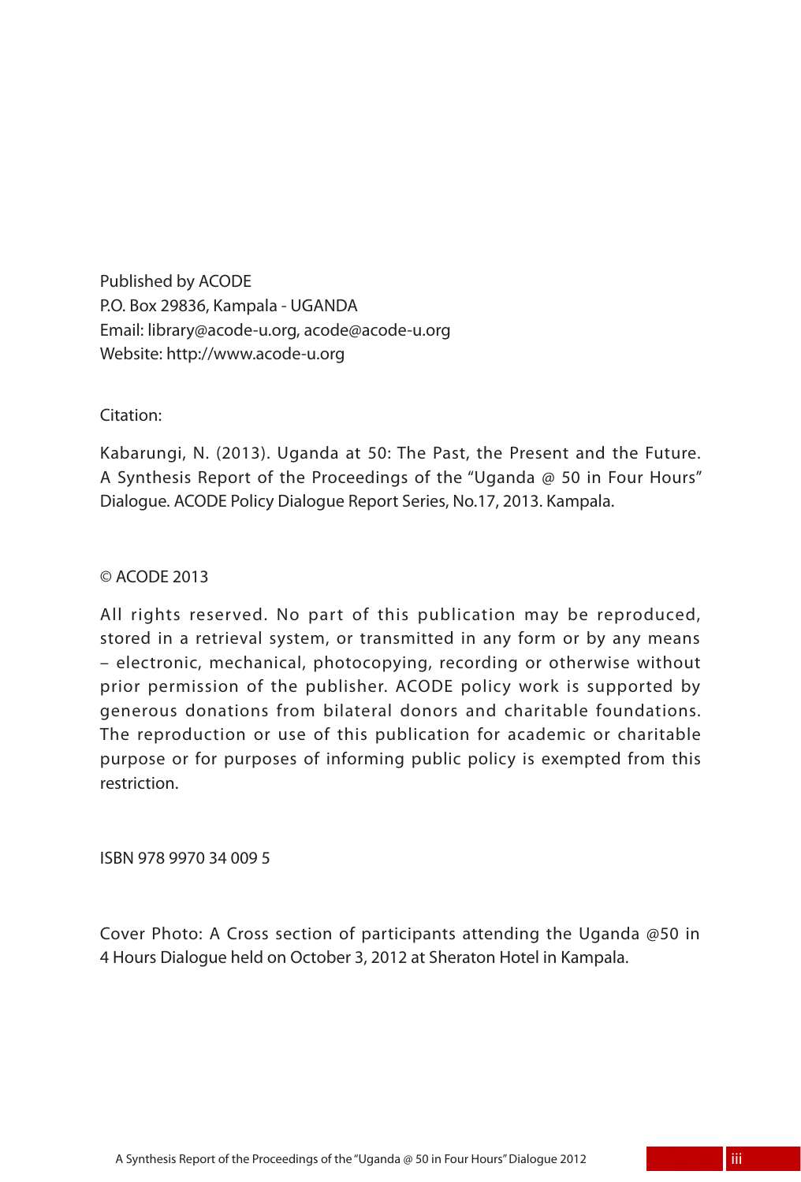Published by ACODE
P.O. Box 29836, Kampala - UGANDA
Email: library@acode-u.org, acode@acode-u.org
Website: http://www.acode-u.org

Citation:

Kabarungi, N. (2013). Uganda at 50: The Past, the Present and the Future. A Synthesis Report of the Proceedings of the "Uganda @ 50 in Four Hours" Dialogue. ACODE Policy Dialogue Report Series, No.17, 2013. Kampala.

© ACODE 2013

All rights reserved. No part of this publication may be reproduced, stored in a retrieval system, or transmitted in any form or by any means – electronic, mechanical, photocopying, recording or otherwise without prior permission of the publisher. ACODE policy work is supported by generous donations from bilateral donors and charitable foundations. The reproduction or use of this publication for academic or charitable purpose or for purposes of informing public policy is exempted from this restriction.

ISBN 978 9970 34 009 5

Cover Photo: A Cross section of participants attending the Uganda @50 in 4 Hours Dialogue held on October 3, 2012 at Sheraton Hotel in Kampala.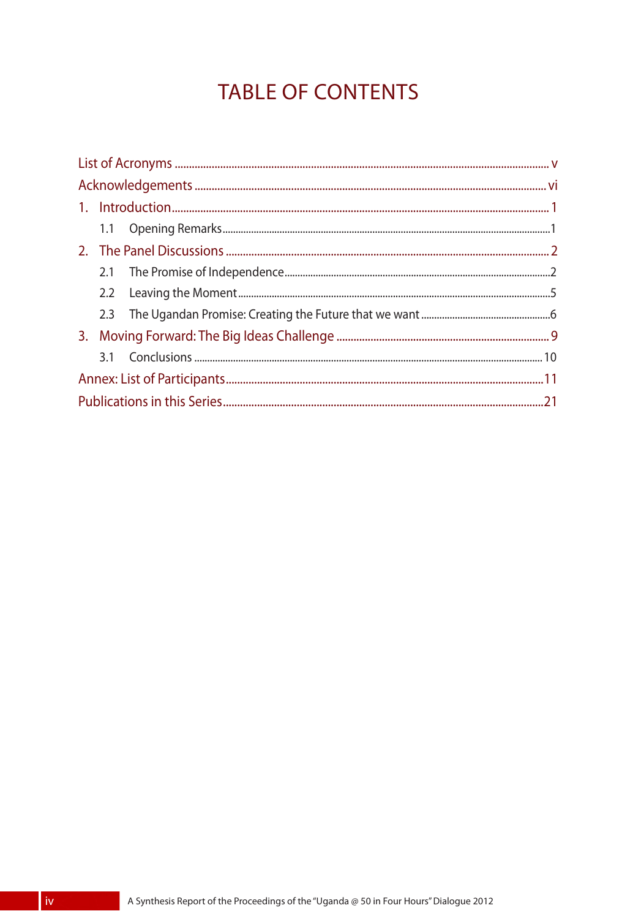# TABLE OF CONTENTS

List of Acronyms .......... v

Acknowledgements .......... vi

1. Introduction .......... 1
   - 1.1 Opening Remarks .......... 1
2. The Panel Discussions .......... 2
   - 2.1 The Promise of Independence .......... 2
   - 2.2 Leaving the Moment .......... 5
   - 2.3 The Ugandan Promise: Creating the Future that we want .......... 6
3. Moving Forward: The Big Ideas Challenge .......... 9
   - 3.1 Conclusions .......... 10

Annex: List of Participants .......... 11

Publications in this Series .......... 21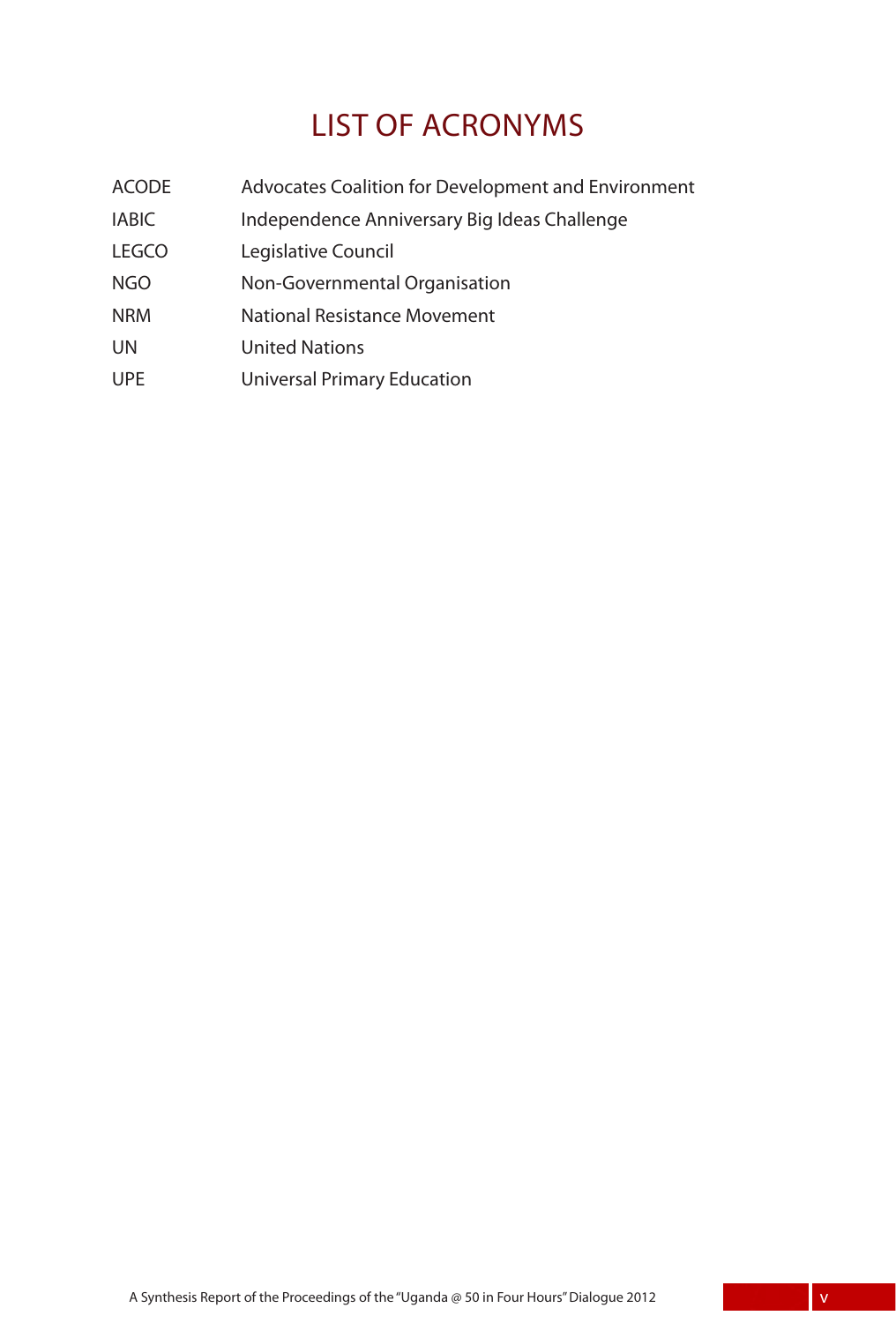# LIST OF ACRONYMS

| | |
|---|---|
| ACODE | Advocates Coalition for Development and Environment |
| IABIC | Independence Anniversary Big Ideas Challenge |
| LEGCO | Legislative Council |
| NGO | Non-Governmental Organisation |
| NRM | National Resistance Movement |
| UN | United Nations |
| UPE | Universal Primary Education |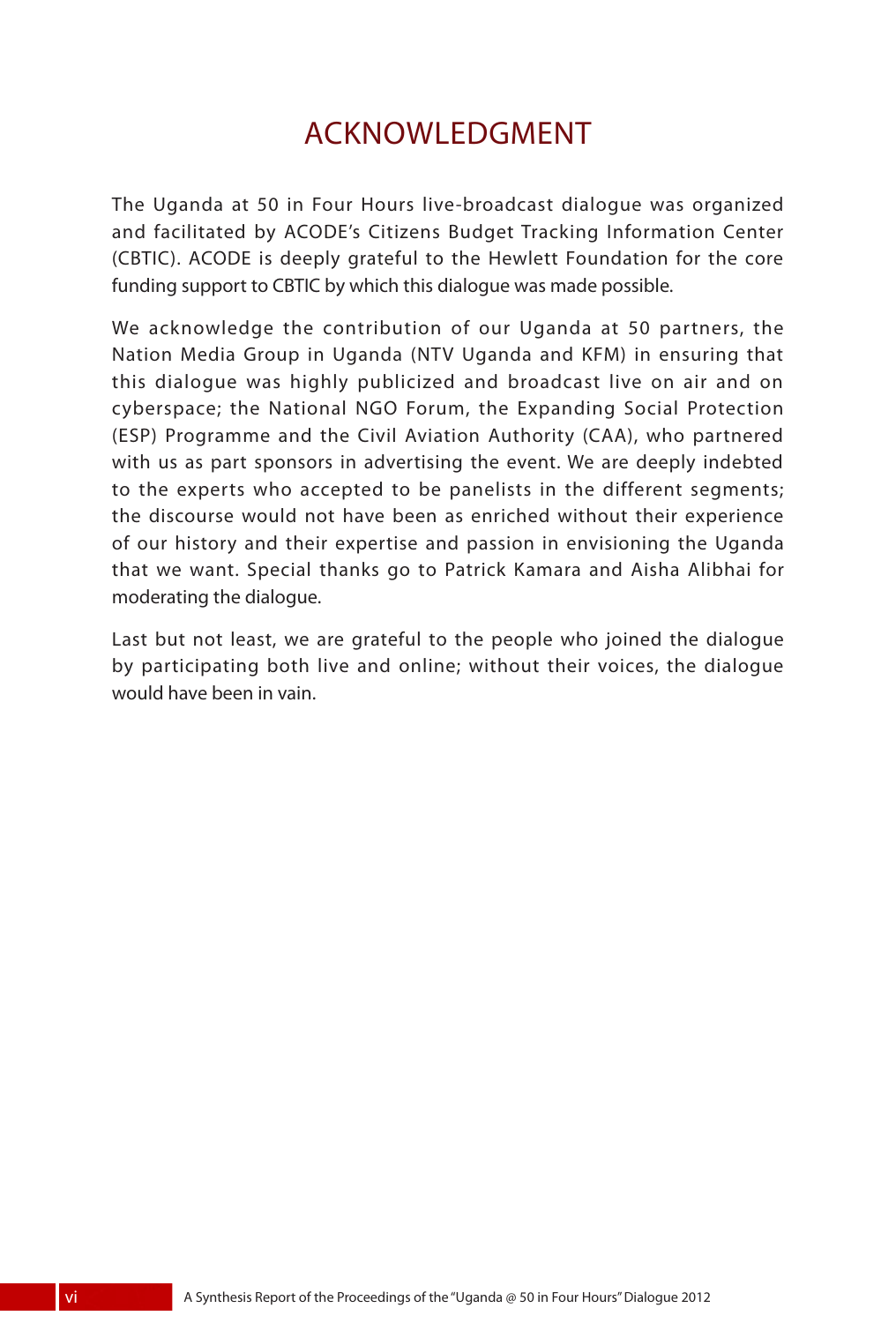# ACKNOWLEDGMENT

The Uganda at 50 in Four Hours live-broadcast dialogue was organized and facilitated by ACODE's Citizens Budget Tracking Information Center (CBTIC). ACODE is deeply grateful to the Hewlett Foundation for the core funding support to CBTIC by which this dialogue was made possible.

We acknowledge the contribution of our Uganda at 50 partners, the Nation Media Group in Uganda (NTV Uganda and KFM) in ensuring that this dialogue was highly publicized and broadcast live on air and on cyberspace; the National NGO Forum, the Expanding Social Protection (ESP) Programme and the Civil Aviation Authority (CAA), who partnered with us as part sponsors in advertising the event. We are deeply indebted to the experts who accepted to be panelists in the different segments; the discourse would not have been as enriched without their experience of our history and their expertise and passion in envisioning the Uganda that we want. Special thanks go to Patrick Kamara and Aisha Alibhai for moderating the dialogue.

Last but not least, we are grateful to the people who joined the dialogue by participating both live and online; without their voices, the dialogue would have been in vain.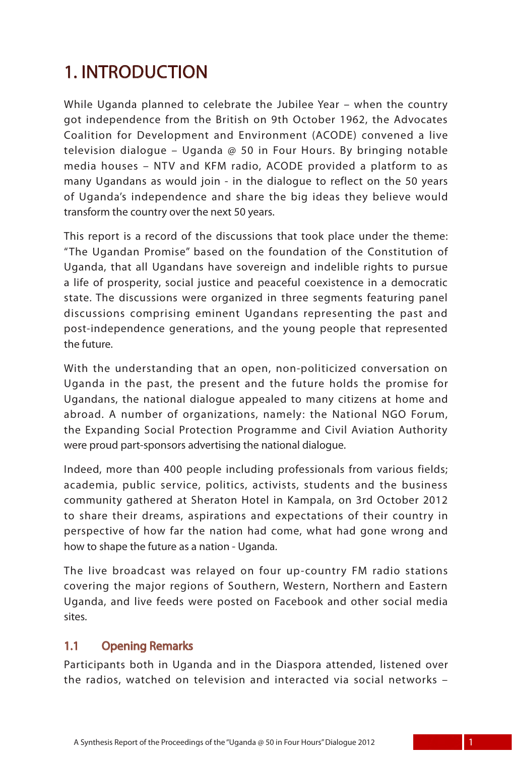# 1. INTRODUCTION

While Uganda planned to celebrate the Jubilee Year – when the country got independence from the British on 9th October 1962, the Advocates Coalition for Development and Environment (ACODE) convened a live television dialogue – Uganda @ 50 in Four Hours. By bringing notable media houses – NTV and KFM radio, ACODE provided a platform to as many Ugandans as would join - in the dialogue to reflect on the 50 years of Uganda's independence and share the big ideas they believe would transform the country over the next 50 years.

This report is a record of the discussions that took place under the theme: "The Ugandan Promise" based on the foundation of the Constitution of Uganda, that all Ugandans have sovereign and indelible rights to pursue a life of prosperity, social justice and peaceful coexistence in a democratic state. The discussions were organized in three segments featuring panel discussions comprising eminent Ugandans representing the past and post-independence generations, and the young people that represented the future.

With the understanding that an open, non-politicized conversation on Uganda in the past, the present and the future holds the promise for Ugandans, the national dialogue appealed to many citizens at home and abroad. A number of organizations, namely: the National NGO Forum, the Expanding Social Protection Programme and Civil Aviation Authority were proud part-sponsors advertising the national dialogue.

Indeed, more than 400 people including professionals from various fields; academia, public service, politics, activists, students and the business community gathered at Sheraton Hotel in Kampala, on 3rd October 2012 to share their dreams, aspirations and expectations of their country in perspective of how far the nation had come, what had gone wrong and how to shape the future as a nation - Uganda.

The live broadcast was relayed on four up-country FM radio stations covering the major regions of Southern, Western, Northern and Eastern Uganda, and live feeds were posted on Facebook and other social media sites.

## 1.1 Opening Remarks

Participants both in Uganda and in the Diaspora attended, listened over the radios, watched on television and interacted via social networks –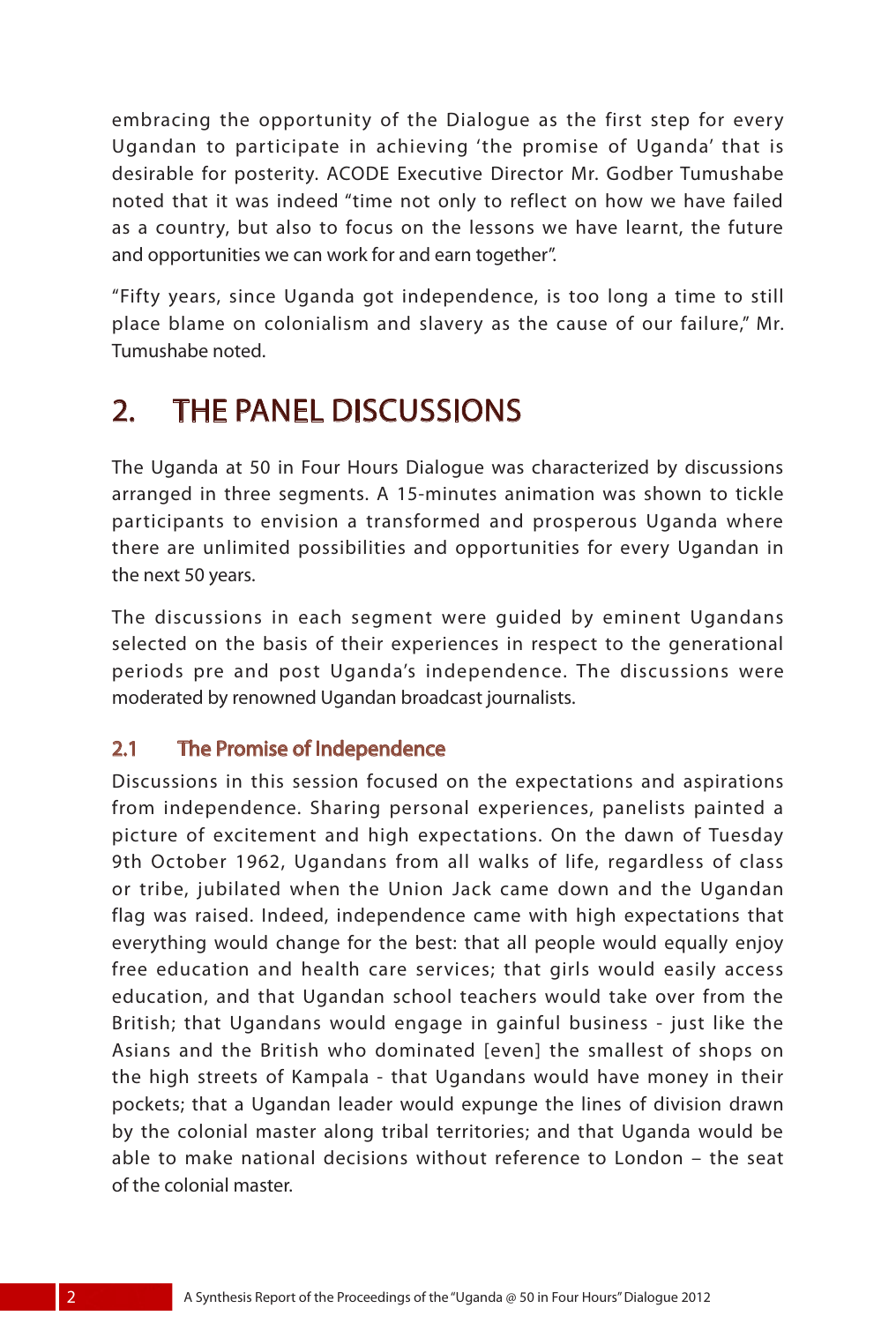embracing the opportunity of the Dialogue as the first step for every Ugandan to participate in achieving 'the promise of Uganda' that is desirable for posterity. ACODE Executive Director Mr. Godber Tumushabe noted that it was indeed "time not only to reflect on how we have failed as a country, but also to focus on the lessons we have learnt, the future and opportunities we can work for and earn together".

"Fifty years, since Uganda got independence, is too long a time to still place blame on colonialism and slavery as the cause of our failure," Mr. Tumushabe noted.

# 2. THE PANEL DISCUSSIONS

The Uganda at 50 in Four Hours Dialogue was characterized by discussions arranged in three segments. A 15-minutes animation was shown to tickle participants to envision a transformed and prosperous Uganda where there are unlimited possibilities and opportunities for every Ugandan in the next 50 years.

The discussions in each segment were guided by eminent Ugandans selected on the basis of their experiences in respect to the generational periods pre and post Uganda's independence. The discussions were moderated by renowned Ugandan broadcast journalists.

## 2.1 The Promise of Independence

Discussions in this session focused on the expectations and aspirations from independence. Sharing personal experiences, panelists painted a picture of excitement and high expectations. On the dawn of Tuesday 9th October 1962, Ugandans from all walks of life, regardless of class or tribe, jubilated when the Union Jack came down and the Ugandan flag was raised. Indeed, independence came with high expectations that everything would change for the best: that all people would equally enjoy free education and health care services; that girls would easily access education, and that Ugandan school teachers would take over from the British; that Ugandans would engage in gainful business - just like the Asians and the British who dominated [even] the smallest of shops on the high streets of Kampala - that Ugandans would have money in their pockets; that a Ugandan leader would expunge the lines of division drawn by the colonial master along tribal territories; and that Uganda would be able to make national decisions without reference to London – the seat of the colonial master.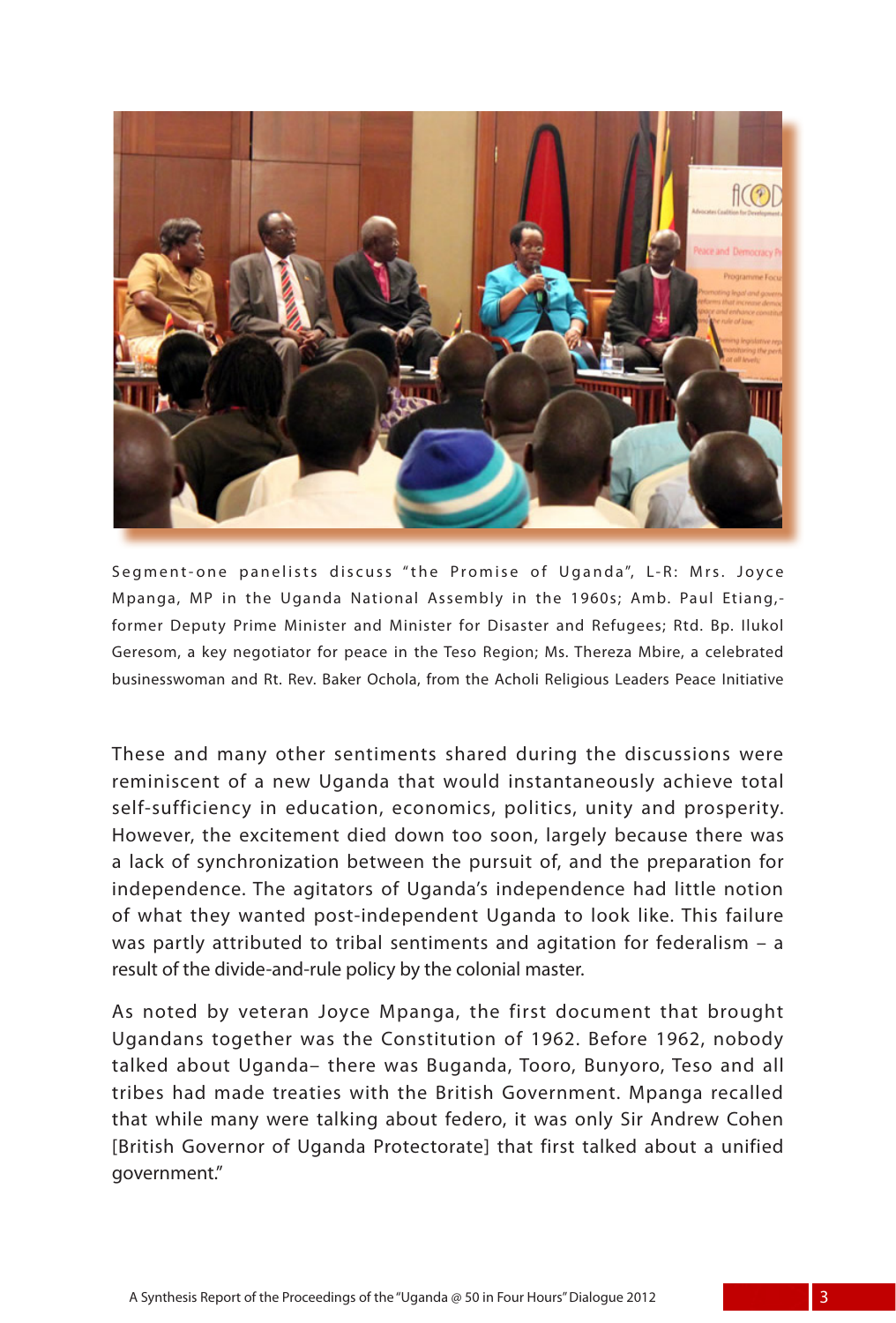Segment-one panelists discuss "the Promise of Uganda", L-R: Mrs. Joyce Mpanga, MP in the Uganda National Assembly in the 1960s; Amb. Paul Etiang,- former Deputy Prime Minister and Minister for Disaster and Refugees; Rtd. Bp. Ilukol Geresom, a key negotiator for peace in the Teso Region; Ms. Thereza Mbire, a celebrated businesswoman and Rt. Rev. Baker Ochola, from the Acholi Religious Leaders Peace Initiative

These and many other sentiments shared during the discussions were reminiscent of a new Uganda that would instantaneously achieve total self-sufficiency in education, economics, politics, unity and prosperity. However, the excitement died down too soon, largely because there was a lack of synchronization between the pursuit of, and the preparation for independence. The agitators of Uganda's independence had little notion of what they wanted post-independent Uganda to look like. This failure was partly attributed to tribal sentiments and agitation for federalism – a result of the divide-and-rule policy by the colonial master.

As noted by veteran Joyce Mpanga, the first document that brought Ugandans together was the Constitution of 1962. Before 1962, nobody talked about Uganda– there was Buganda, Tooro, Bunyoro, Teso and all tribes had made treaties with the British Government. Mpanga recalled that while many were talking about federo, it was only Sir Andrew Cohen [British Governor of Uganda Protectorate] that first talked about a unified government."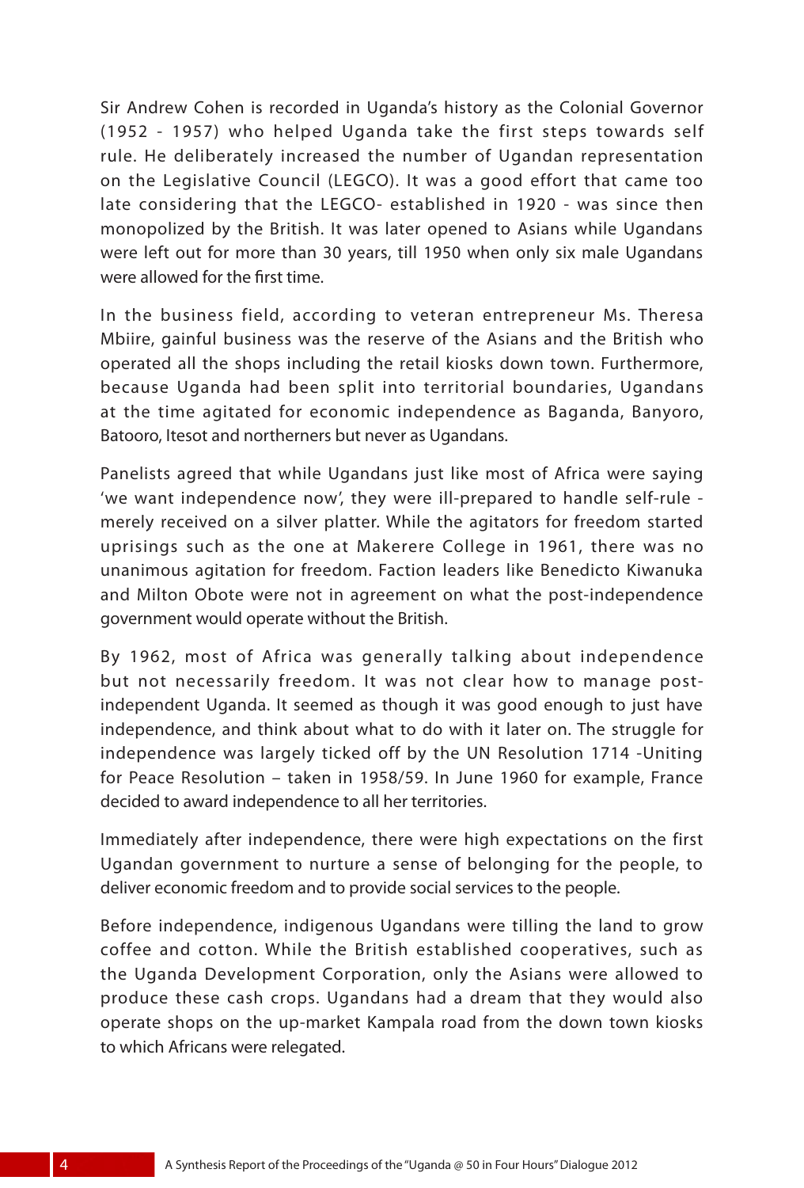Sir Andrew Cohen is recorded in Uganda's history as the Colonial Governor (1952 - 1957) who helped Uganda take the first steps towards self rule. He deliberately increased the number of Ugandan representation on the Legislative Council (LEGCO). It was a good effort that came too late considering that the LEGCO- established in 1920 - was since then monopolized by the British. It was later opened to Asians while Ugandans were left out for more than 30 years, till 1950 when only six male Ugandans were allowed for the first time.

In the business field, according to veteran entrepreneur Ms. Theresa Mbiire, gainful business was the reserve of the Asians and the British who operated all the shops including the retail kiosks down town. Furthermore, because Uganda had been split into territorial boundaries, Ugandans at the time agitated for economic independence as Baganda, Banyoro, Batooro, Itesot and northerners but never as Ugandans.

Panelists agreed that while Ugandans just like most of Africa were saying 'we want independence now', they were ill-prepared to handle self-rule - merely received on a silver platter. While the agitators for freedom started uprisings such as the one at Makerere College in 1961, there was no unanimous agitation for freedom. Faction leaders like Benedicto Kiwanuka and Milton Obote were not in agreement on what the post-independence government would operate without the British.

By 1962, most of Africa was generally talking about independence but not necessarily freedom. It was not clear how to manage post-independent Uganda. It seemed as though it was good enough to just have independence, and think about what to do with it later on. The struggle for independence was largely ticked off by the UN Resolution 1714 -Uniting for Peace Resolution – taken in 1958/59. In June 1960 for example, France decided to award independence to all her territories.

Immediately after independence, there were high expectations on the first Ugandan government to nurture a sense of belonging for the people, to deliver economic freedom and to provide social services to the people.

Before independence, indigenous Ugandans were tilling the land to grow coffee and cotton. While the British established cooperatives, such as the Uganda Development Corporation, only the Asians were allowed to produce these cash crops. Ugandans had a dream that they would also operate shops on the up-market Kampala road from the down town kiosks to which Africans were relegated.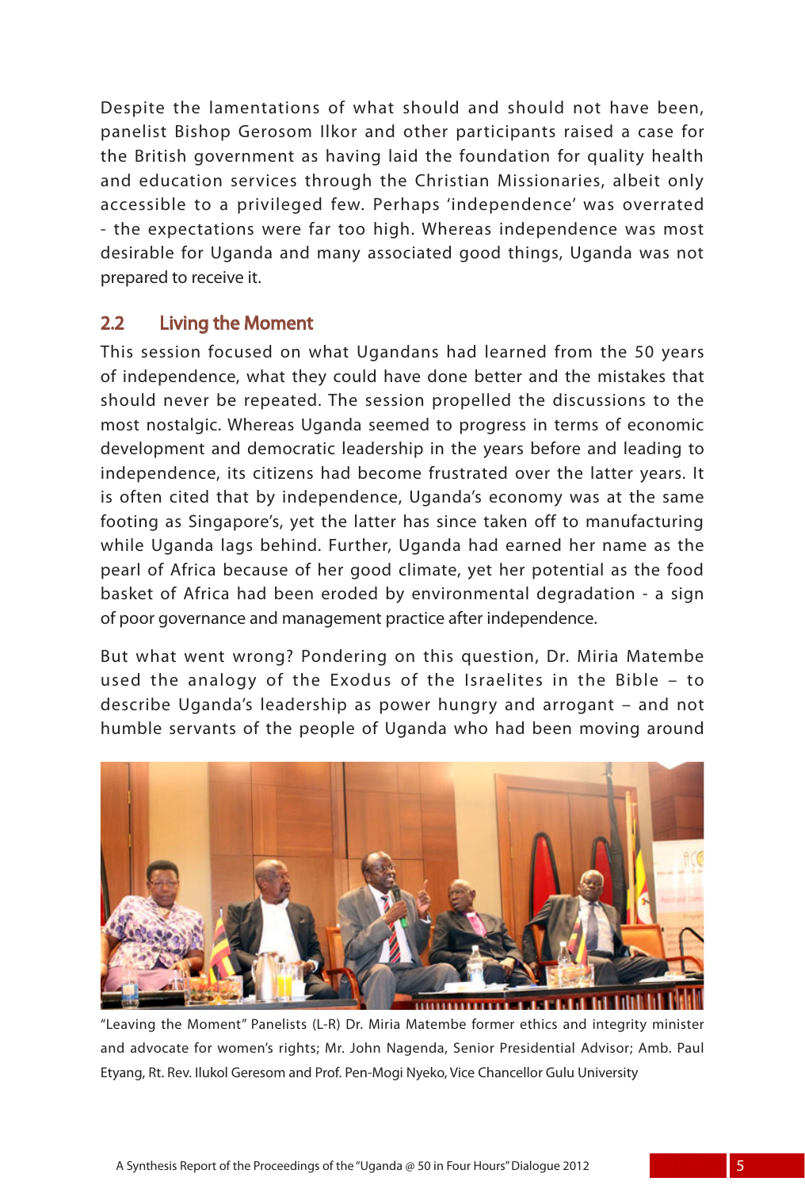Despite the lamentations of what should and should not have been, panelist Bishop Gerosom Ilkor and other participants raised a case for the British government as having laid the foundation for quality health and education services through the Christian Missionaries, albeit only accessible to a privileged few. Perhaps 'independence' was overrated - the expectations were far too high. Whereas independence was most desirable for Uganda and many associated good things, Uganda was not prepared to receive it.

## 2.2 Living the Moment

This session focused on what Ugandans had learned from the 50 years of independence, what they could have done better and the mistakes that should never be repeated. The session propelled the discussions to the most nostalgic. Whereas Uganda seemed to progress in terms of economic development and democratic leadership in the years before and leading to independence, its citizens had become frustrated over the latter years. It is often cited that by independence, Uganda's economy was at the same footing as Singapore's, yet the latter has since taken off to manufacturing while Uganda lags behind. Further, Uganda had earned her name as the pearl of Africa because of her good climate, yet her potential as the food basket of Africa had been eroded by environmental degradation - a sign of poor governance and management practice after independence.

But what went wrong? Pondering on this question, Dr. Miria Matembe used the analogy of the Exodus of the Israelites in the Bible – to describe Uganda's leadership as power hungry and arrogant – and not humble servants of the people of Uganda who had been moving around

"Leaving the Moment" Panelists (L-R) Dr. Miria Matembe former ethics and integrity minister and advocate for women's rights; Mr. John Nagenda, Senior Presidential Advisor; Amb. Paul Etyang, Rt. Rev. Ilukol Geresom and Prof. Pen-Mogi Nyeko, Vice Chancellor Gulu University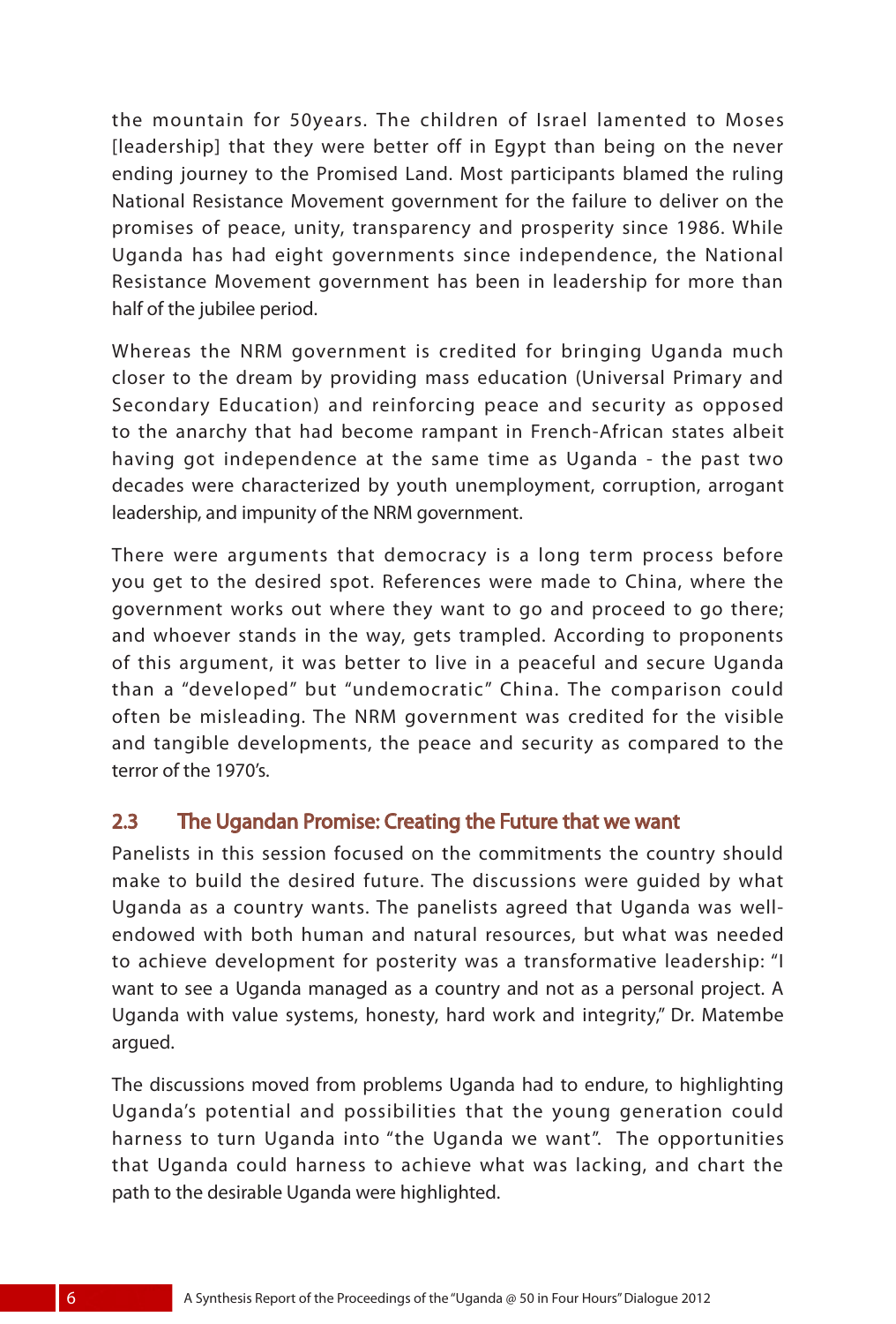the mountain for 50years. The children of Israel lamented to Moses [leadership] that they were better off in Egypt than being on the never ending journey to the Promised Land. Most participants blamed the ruling National Resistance Movement government for the failure to deliver on the promises of peace, unity, transparency and prosperity since 1986. While Uganda has had eight governments since independence, the National Resistance Movement government has been in leadership for more than half of the jubilee period.

Whereas the NRM government is credited for bringing Uganda much closer to the dream by providing mass education (Universal Primary and Secondary Education) and reinforcing peace and security as opposed to the anarchy that had become rampant in French-African states albeit having got independence at the same time as Uganda - the past two decades were characterized by youth unemployment, corruption, arrogant leadership, and impunity of the NRM government.

There were arguments that democracy is a long term process before you get to the desired spot. References were made to China, where the government works out where they want to go and proceed to go there; and whoever stands in the way, gets trampled. According to proponents of this argument, it was better to live in a peaceful and secure Uganda than a "developed" but "undemocratic" China. The comparison could often be misleading. The NRM government was credited for the visible and tangible developments, the peace and security as compared to the terror of the 1970's.

## 2.3 The Ugandan Promise: Creating the Future that we want

Panelists in this session focused on the commitments the country should make to build the desired future. The discussions were guided by what Uganda as a country wants. The panelists agreed that Uganda was well-endowed with both human and natural resources, but what was needed to achieve development for posterity was a transformative leadership: "I want to see a Uganda managed as a country and not as a personal project. A Uganda with value systems, honesty, hard work and integrity," Dr. Matembe argued.

The discussions moved from problems Uganda had to endure, to highlighting Uganda's potential and possibilities that the young generation could harness to turn Uganda into "the Uganda we want". The opportunities that Uganda could harness to achieve what was lacking, and chart the path to the desirable Uganda were highlighted.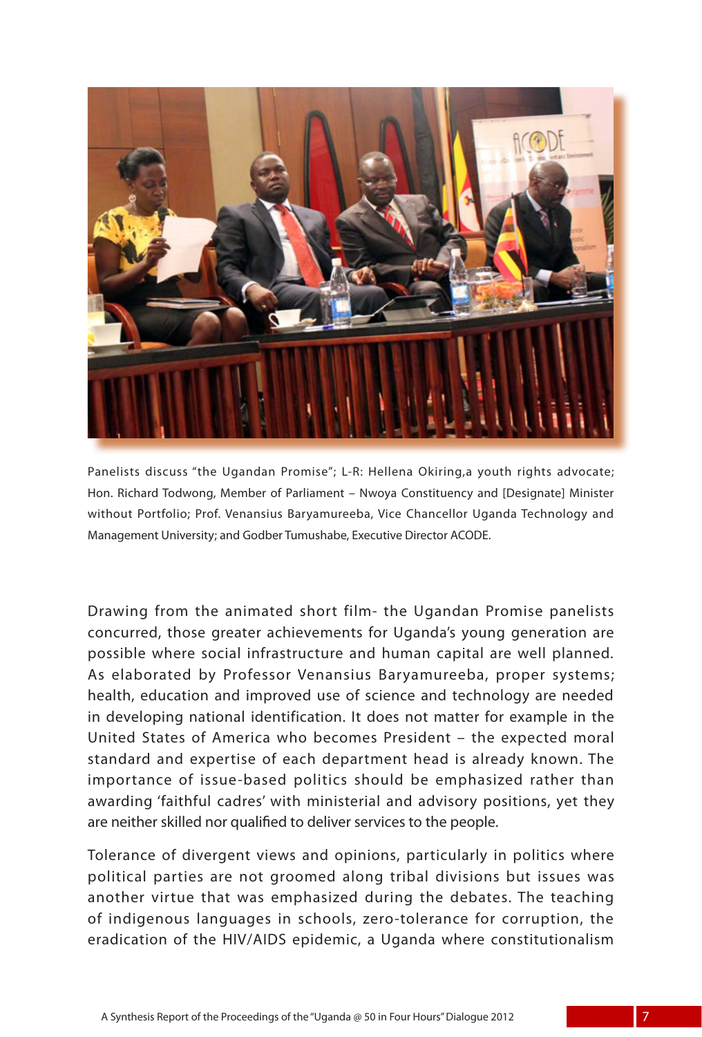Panelists discuss "the Ugandan Promise"; L-R: Hellena Okiring,a youth rights advocate; Hon. Richard Todwong, Member of Parliament – Nwoya Constituency and [Designate] Minister without Portfolio; Prof. Venansius Baryamureeba, Vice Chancellor Uganda Technology and Management University; and Godber Tumushabe, Executive Director ACODE.

Drawing from the animated short film- the Ugandan Promise panelists concurred, those greater achievements for Uganda's young generation are possible where social infrastructure and human capital are well planned. As elaborated by Professor Venansius Baryamureeba, proper systems; health, education and improved use of science and technology are needed in developing national identification. It does not matter for example in the United States of America who becomes President – the expected moral standard and expertise of each department head is already known. The importance of issue-based politics should be emphasized rather than awarding 'faithful cadres' with ministerial and advisory positions, yet they are neither skilled nor qualified to deliver services to the people.

Tolerance of divergent views and opinions, particularly in politics where political parties are not groomed along tribal divisions but issues was another virtue that was emphasized during the debates. The teaching of indigenous languages in schools, zero-tolerance for corruption, the eradication of the HIV/AIDS epidemic, a Uganda where constitutionalism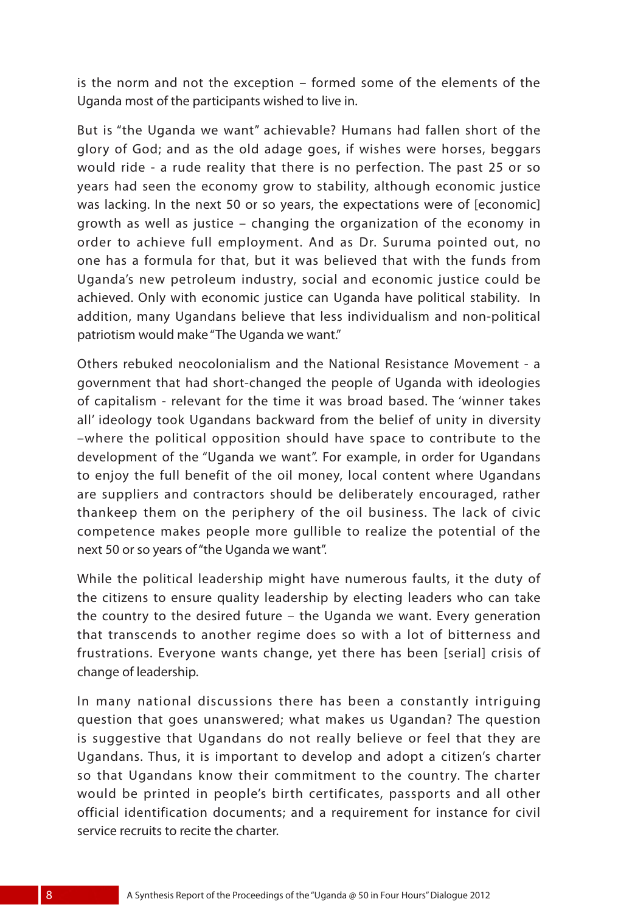is the norm and not the exception – formed some of the elements of the Uganda most of the participants wished to live in.

But is "the Uganda we want" achievable? Humans had fallen short of the glory of God; and as the old adage goes, if wishes were horses, beggars would ride - a rude reality that there is no perfection. The past 25 or so years had seen the economy grow to stability, although economic justice was lacking. In the next 50 or so years, the expectations were of [economic] growth as well as justice – changing the organization of the economy in order to achieve full employment. And as Dr. Suruma pointed out, no one has a formula for that, but it was believed that with the funds from Uganda's new petroleum industry, social and economic justice could be achieved. Only with economic justice can Uganda have political stability. In addition, many Ugandans believe that less individualism and non-political patriotism would make "The Uganda we want."

Others rebuked neocolonialism and the National Resistance Movement - a government that had short-changed the people of Uganda with ideologies of capitalism - relevant for the time it was broad based. The 'winner takes all' ideology took Ugandans backward from the belief of unity in diversity –where the political opposition should have space to contribute to the development of the "Uganda we want". For example, in order for Ugandans to enjoy the full benefit of the oil money, local content where Ugandans are suppliers and contractors should be deliberately encouraged, rather thankeep them on the periphery of the oil business. The lack of civic competence makes people more gullible to realize the potential of the next 50 or so years of "the Uganda we want".

While the political leadership might have numerous faults, it the duty of the citizens to ensure quality leadership by electing leaders who can take the country to the desired future – the Uganda we want. Every generation that transcends to another regime does so with a lot of bitterness and frustrations. Everyone wants change, yet there has been [serial] crisis of change of leadership.

In many national discussions there has been a constantly intriguing question that goes unanswered; what makes us Ugandan? The question is suggestive that Ugandans do not really believe or feel that they are Ugandans. Thus, it is important to develop and adopt a citizen's charter so that Ugandans know their commitment to the country. The charter would be printed in people's birth certificates, passports and all other official identification documents; and a requirement for instance for civil service recruits to recite the charter.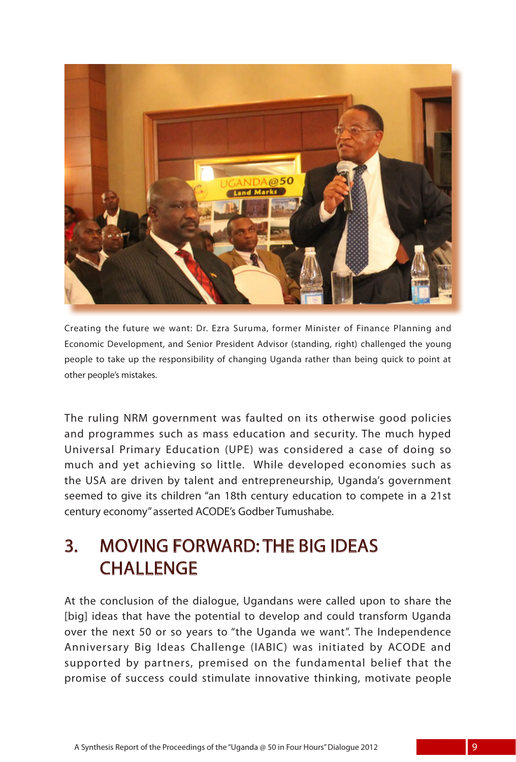Creating the future we want: Dr. Ezra Suruma, former Minister of Finance Planning and Economic Development, and Senior President Advisor (standing, right) challenged the young people to take up the responsibility of changing Uganda rather than being quick to point at other people's mistakes.

The ruling NRM government was faulted on its otherwise good policies and programmes such as mass education and security. The much hyped Universal Primary Education (UPE) was considered a case of doing so much and yet achieving so little. While developed economies such as the USA are driven by talent and entrepreneurship, Uganda's government seemed to give its children "an 18th century education to compete in a 21st century economy" asserted ACODE's Godber Tumushabe.

## 3. MOVING FORWARD: THE BIG IDEAS CHALLENGE

At the conclusion of the dialogue, Ugandans were called upon to share the [big] ideas that have the potential to develop and could transform Uganda over the next 50 or so years to "the Uganda we want". The Independence Anniversary Big Ideas Challenge (IABIC) was initiated by ACODE and supported by partners, premised on the fundamental belief that the promise of success could stimulate innovative thinking, motivate people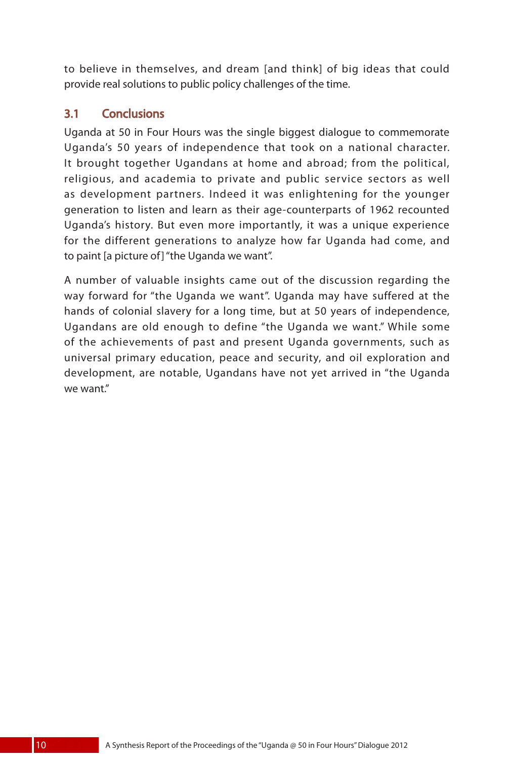to believe in themselves, and dream [and think] of big ideas that could provide real solutions to public policy challenges of the time.

## 3.1 Conclusions

Uganda at 50 in Four Hours was the single biggest dialogue to commemorate Uganda's 50 years of independence that took on a national character. It brought together Ugandans at home and abroad; from the political, religious, and academia to private and public service sectors as well as development partners. Indeed it was enlightening for the younger generation to listen and learn as their age-counterparts of 1962 recounted Uganda's history. But even more importantly, it was a unique experience for the different generations to analyze how far Uganda had come, and to paint [a picture of] "the Uganda we want".

A number of valuable insights came out of the discussion regarding the way forward for "the Uganda we want". Uganda may have suffered at the hands of colonial slavery for a long time, but at 50 years of independence, Ugandans are old enough to define "the Uganda we want." While some of the achievements of past and present Uganda governments, such as universal primary education, peace and security, and oil exploration and development, are notable, Ugandans have not yet arrived in "the Uganda we want."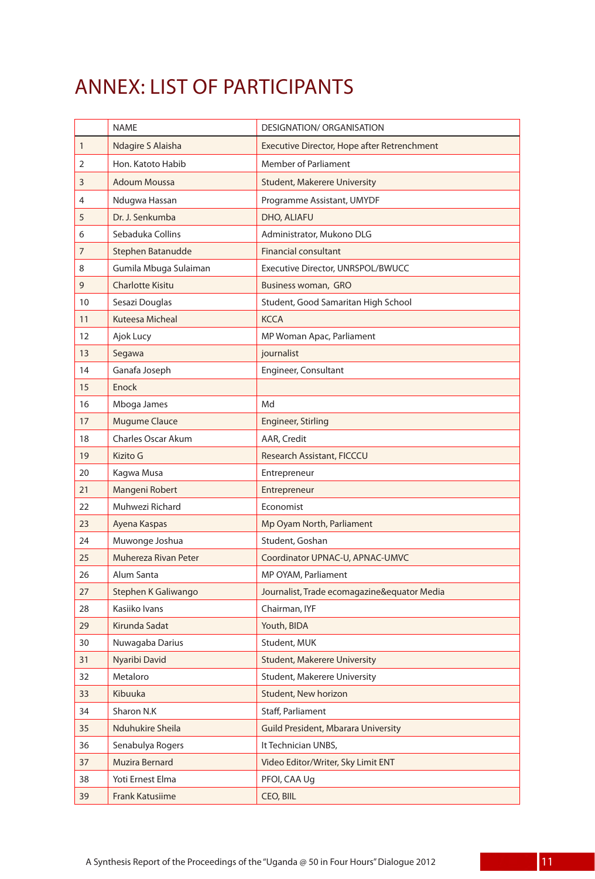# ANNEX: LIST OF PARTICIPANTS

| | NAME | DESIGNATION/ ORGANISATION |
|---|---|---|
| 1 | Ndagire S Alaisha | Executive Director, Hope after Retrenchment |
| 2 | Hon. Katoto Habib | Member of Parliament |
| 3 | Adoum Moussa | Student, Makerere University |
| 4 | Ndugwa Hassan | Programme Assistant, UMYDF |
| 5 | Dr. J. Senkumba | DHO, ALIAFU |
| 6 | Sebaduka Collins | Administrator, Mukono DLG |
| 7 | Stephen Batanudde | Financial consultant |
| 8 | Gumila Mbuga Sulaiman | Executive Director, UNRSPOL/BWUCC |
| 9 | Charlotte Kisitu | Business woman, GRO |
| 10 | Sesazi Douglas | Student, Good Samaritan High School |
| 11 | Kuteesa Micheal | KCCA |
| 12 | Ajok Lucy | MP Woman Apac, Parliament |
| 13 | Segawa | journalist |
| 14 | Ganafa Joseph | Engineer, Consultant |
| 15 | Enock | |
| 16 | Mboga James | Md |
| 17 | Mugume Clauce | Engineer, Stirling |
| 18 | Charles Oscar Akum | AAR, Credit |
| 19 | Kizito G | Research Assistant, FICCCU |
| 20 | Kagwa Musa | Entrepreneur |
| 21 | Mangeni Robert | Entrepreneur |
| 22 | Muhwezi Richard | Economist |
| 23 | Ayena Kaspas | Mp Oyam North, Parliament |
| 24 | Muwonge Joshua | Student, Goshan |
| 25 | Muhereza Rivan Peter | Coordinator UPNAC-U, APNAC-UMVC |
| 26 | Alum Santa | MP OYAM, Parliament |
| 27 | Stephen K Galiwango | Journalist, Trade ecomagazine&equator Media |
| 28 | Kasiiko Ivans | Chairman, IYF |
| 29 | Kirunda Sadat | Youth, BIDA |
| 30 | Nuwagaba Darius | Student, MUK |
| 31 | Nyaribi David | Student, Makerere University |
| 32 | Metaloro | Student, Makerere University |
| 33 | Kibuuka | Student, New horizon |
| 34 | Sharon N.K | Staff, Parliament |
| 35 | Nduhukire Sheila | Guild President, Mbarara University |
| 36 | Senabulya Rogers | It Technician UNBS, |
| 37 | Muzira Bernard | Video Editor/Writer, Sky Limit ENT |
| 38 | Yoti Ernest Elma | PFOI, CAA Ug |
| 39 | Frank Katusiime | CEO, BIIL |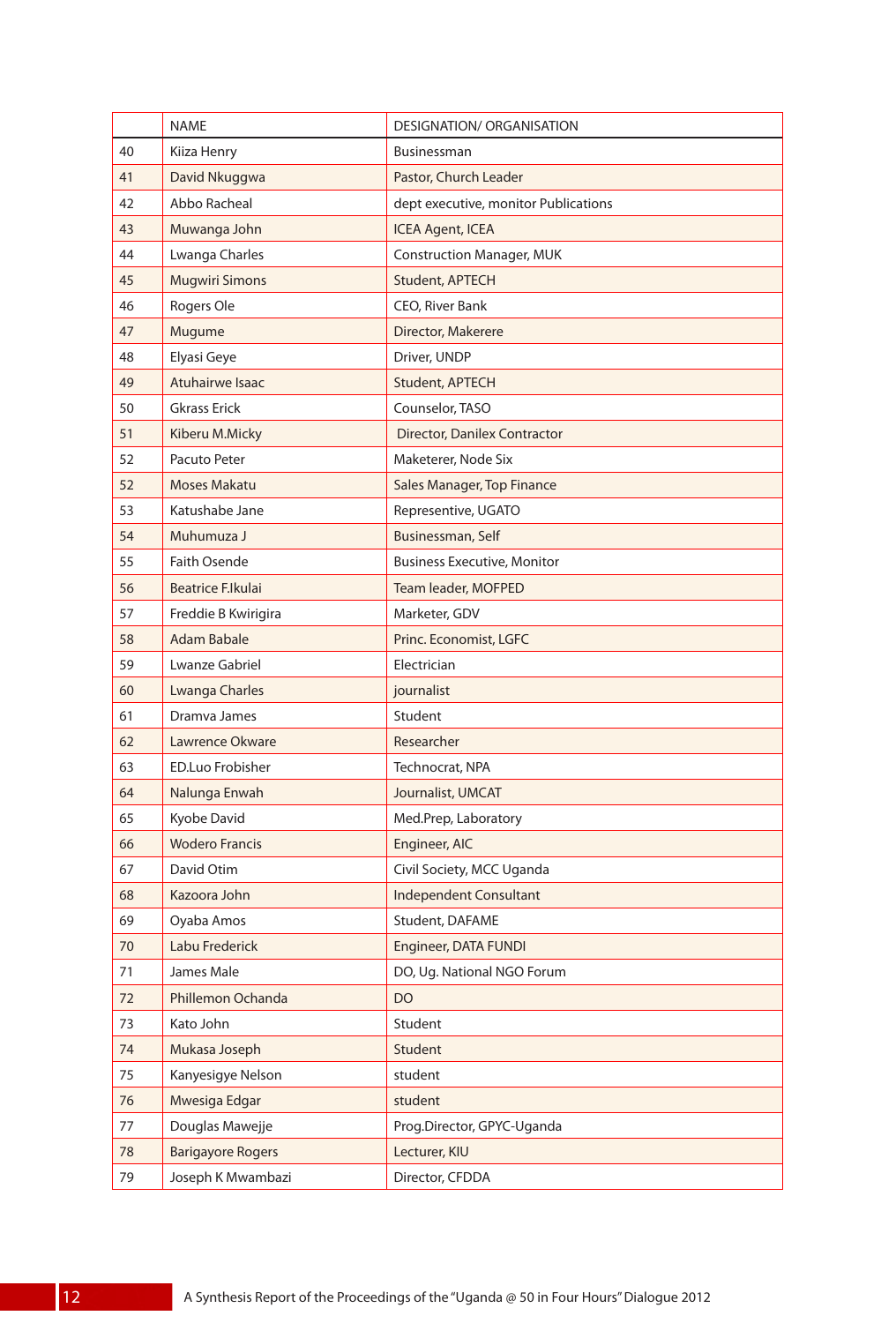|  | NAME | DESIGNATION/ ORGANISATION |
|---|---|---|
| 40 | Kiiza Henry | Businessman |
| 41 | David Nkuggwa | Pastor, Church Leader |
| 42 | Abbo Racheal | dept executive, monitor Publications |
| 43 | Muwanga John | ICEA Agent, ICEA |
| 44 | Lwanga Charles | Construction Manager, MUK |
| 45 | Mugwiri Simons | Student, APTECH |
| 46 | Rogers Ole | CEO, River Bank |
| 47 | Mugume | Director, Makerere |
| 48 | Elyasi Geye | Driver, UNDP |
| 49 | Atuhairwe Isaac | Student, APTECH |
| 50 | Gkrass Erick | Counselor, TASO |
| 51 | Kiberu M.Micky | Director, Danilex Contractor |
| 52 | Pacuto Peter | Maketerer, Node Six |
| 52 | Moses Makatu | Sales Manager, Top Finance |
| 53 | Katushabe Jane | Representive, UGATO |
| 54 | Muhumuza J | Businessman, Self |
| 55 | Faith Osende | Business Executive, Monitor |
| 56 | Beatrice F.Ikulai | Team leader, MOFPED |
| 57 | Freddie B Kwirigira | Marketer, GDV |
| 58 | Adam Babale | Princ. Economist, LGFC |
| 59 | Lwanze Gabriel | Electrician |
| 60 | Lwanga Charles | journalist |
| 61 | Dramva James | Student |
| 62 | Lawrence Okware | Researcher |
| 63 | ED.Luo Frobisher | Technocrat, NPA |
| 64 | Nalunga Enwah | Journalist, UMCAT |
| 65 | Kyobe David | Med.Prep, Laboratory |
| 66 | Wodero Francis | Engineer, AIC |
| 67 | David Otim | Civil Society, MCC Uganda |
| 68 | Kazoora John | Independent Consultant |
| 69 | Oyaba Amos | Student, DAFAME |
| 70 | Labu Frederick | Engineer, DATA FUNDI |
| 71 | James Male | DO, Ug. National NGO Forum |
| 72 | Phillemon Ochanda | DO |
| 73 | Kato John | Student |
| 74 | Mukasa Joseph | Student |
| 75 | Kanyesigye Nelson | student |
| 76 | Mwesiga Edgar | student |
| 77 | Douglas Mawejje | Prog.Director, GPYC-Uganda |
| 78 | Barigayore Rogers | Lecturer, KIU |
| 79 | Joseph K Mwambazi | Director, CFDDA |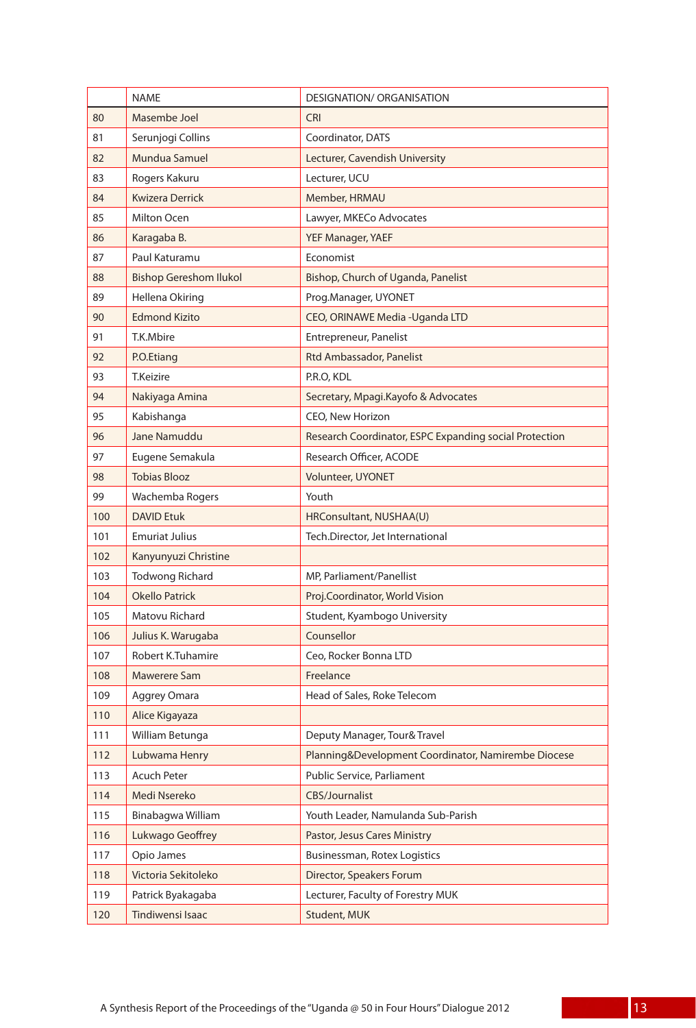|  | NAME | DESIGNATION/ ORGANISATION |
|---|---|---|
| 80 | Masembe Joel | CRI |
| 81 | Serunjogi Collins | Coordinator, DATS |
| 82 | Mundua Samuel | Lecturer, Cavendish University |
| 83 | Rogers Kakuru | Lecturer, UCU |
| 84 | Kwizera Derrick | Member, HRMAU |
| 85 | Milton Ocen | Lawyer, MKECo Advocates |
| 86 | Karagaba B. | YEF Manager, YAEF |
| 87 | Paul Katuramu | Economist |
| 88 | Bishop Gereshom Ilukol | Bishop, Church of Uganda, Panelist |
| 89 | Hellena Okiring | Prog.Manager, UYONET |
| 90 | Edmond Kizito | CEO, ORINAWE Media -Uganda LTD |
| 91 | T.K.Mbire | Entrepreneur, Panelist |
| 92 | P.O.Etiang | Rtd Ambassador, Panelist |
| 93 | T.Keizire | P.R.O, KDL |
| 94 | Nakiyaga Amina | Secretary, Mpagi.Kayofo & Advocates |
| 95 | Kabishanga | CEO, New Horizon |
| 96 | Jane Namuddu | Research Coordinator, ESPC Expanding social Protection |
| 97 | Eugene Semakula | Research Officer, ACODE |
| 98 | Tobias Blooz | Volunteer, UYONET |
| 99 | Wachemba Rogers | Youth |
| 100 | DAVID Etuk | HRConsultant, NUSHAA(U) |
| 101 | Emuriat Julius | Tech.Director, Jet International |
| 102 | Kanyunyuzi Christine |  |
| 103 | Todwong Richard | MP, Parliament/Panellist |
| 104 | Okello Patrick | Proj.Coordinator, World Vision |
| 105 | Matovu Richard | Student, Kyambogo University |
| 106 | Julius K. Warugaba | Counsellor |
| 107 | Robert K.Tuhamire | Ceo, Rocker Bonna LTD |
| 108 | Mawerere Sam | Freelance |
| 109 | Aggrey Omara | Head of Sales, Roke Telecom |
| 110 | Alice Kigayaza |  |
| 111 | William Betunga | Deputy Manager, Tour&Travel |
| 112 | Lubwama Henry | Planning&Development Coordinator, Namirembe Diocese |
| 113 | Acuch Peter | Public Service, Parliament |
| 114 | Medi Nsereko | CBS/Journalist |
| 115 | Binabagwa William | Youth Leader, Namulanda Sub-Parish |
| 116 | Lukwago Geoffrey | Pastor, Jesus Cares Ministry |
| 117 | Opio James | Businessman, Rotex Logistics |
| 118 | Victoria Sekitoleko | Director, Speakers Forum |
| 119 | Patrick Byakagaba | Lecturer, Faculty of Forestry MUK |
| 120 | Tindiwensi Isaac | Student, MUK |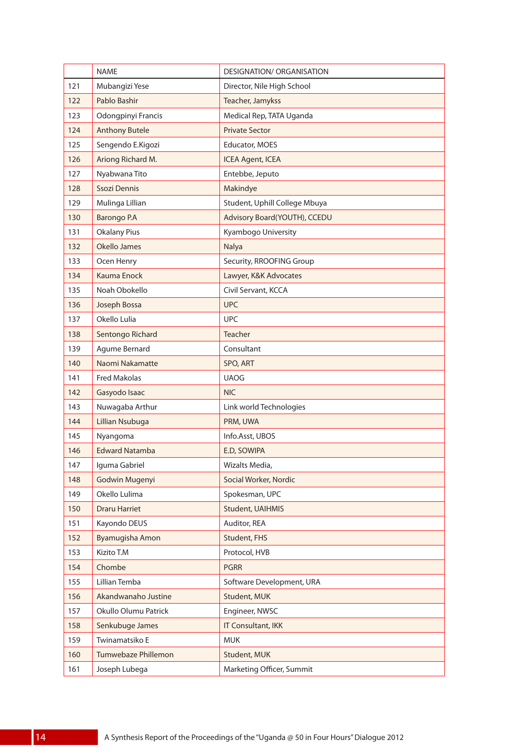| | NAME | DESIGNATION/ ORGANISATION |
|---|---|---|
| 121 | Mubangizi Yese | Director, Nile High School |
| 122 | Pablo Bashir | Teacher, Jamykss |
| 123 | Odongpinyi Francis | Medical Rep, TATA Uganda |
| 124 | Anthony Butele | Private Sector |
| 125 | Sengendo E.Kigozi | Educator, MOES |
| 126 | Ariong Richard M. | ICEA Agent, ICEA |
| 127 | Nyabwana Tito | Entebbe, Jeputo |
| 128 | Ssozi Dennis | Makindye |
| 129 | Mulinga Lillian | Student, Uphill College Mbuya |
| 130 | Barongo P.A | Advisory Board(YOUTH), CCEDU |
| 131 | Okalany Pius | Kyambogo University |
| 132 | Okello James | Nalya |
| 133 | Ocen Henry | Security, RROOFING Group |
| 134 | Kauma Enock | Lawyer, K&K Advocates |
| 135 | Noah Obokello | Civil Servant, KCCA |
| 136 | Joseph Bossa | UPC |
| 137 | Okello Lulia | UPC |
| 138 | Sentongo Richard | Teacher |
| 139 | Agume Bernard | Consultant |
| 140 | Naomi Nakamatte | SPO, ART |
| 141 | Fred Makolas | UAOG |
| 142 | Gasyodo Isaac | NIC |
| 143 | Nuwagaba Arthur | Link world Technologies |
| 144 | Lillian Nsubuga | PRM, UWA |
| 145 | Nyangoma | Info.Asst, UBOS |
| 146 | Edward Natamba | E.D, SOWIPA |
| 147 | Iguma Gabriel | Wizalts Media, |
| 148 | Godwin Mugenyi | Social Worker, Nordic |
| 149 | Okello Lulima | Spokesman, UPC |
| 150 | Draru Harriet | Student, UAIHMIS |
| 151 | Kayondo DEUS | Auditor, REA |
| 152 | Byamugisha Amon | Student, FHS |
| 153 | Kizito T.M | Protocol, HVB |
| 154 | Chombe | PGRR |
| 155 | Lillian Temba | Software Development, URA |
| 156 | Akandwanaho Justine | Student, MUK |
| 157 | Okullo Olumu Patrick | Engineer, NWSC |
| 158 | Senkubuge James | IT Consultant, IKK |
| 159 | Twinamatsiko E | MUK |
| 160 | Tumwebaze Phillemon | Student, MUK |
| 161 | Joseph Lubega | Marketing Officer, Summit |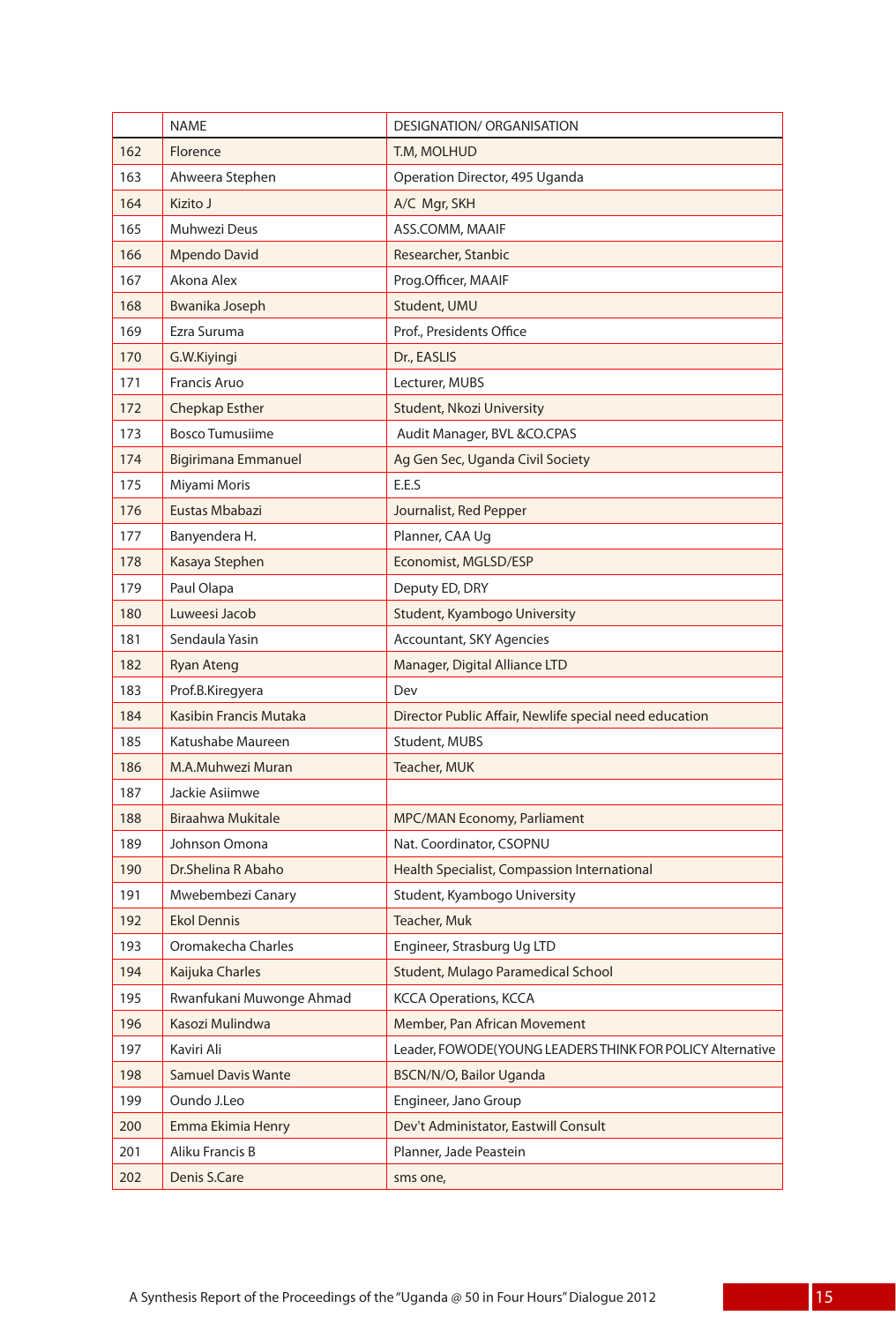|  | NAME | DESIGNATION/ ORGANISATION |
|---|---|---|
| 162 | Florence | T.M, MOLHUD |
| 163 | Ahweera Stephen | Operation Director, 495 Uganda |
| 164 | Kizito J | A/C Mgr, SKH |
| 165 | Muhwezi Deus | ASS.COMM, MAAIF |
| 166 | Mpendo David | Researcher, Stanbic |
| 167 | Akona Alex | Prog.Officer, MAAIF |
| 168 | Bwanika Joseph | Student, UMU |
| 169 | Ezra Suruma | Prof., Presidents Office |
| 170 | G.W.Kiyingi | Dr., EASLIS |
| 171 | Francis Aruo | Lecturer, MUBS |
| 172 | Chepkap Esther | Student, Nkozi University |
| 173 | Bosco Tumusiime | Audit Manager, BVL &CO.CPAS |
| 174 | Bigirimana Emmanuel | Ag Gen Sec, Uganda Civil Society |
| 175 | Miyami Moris | E.E.S |
| 176 | Eustas Mbabazi | Journalist, Red Pepper |
| 177 | Banyendera H. | Planner, CAA Ug |
| 178 | Kasaya Stephen | Economist, MGLSD/ESP |
| 179 | Paul Olapa | Deputy ED, DRY |
| 180 | Luweesi Jacob | Student, Kyambogo University |
| 181 | Sendaula Yasin | Accountant, SKY Agencies |
| 182 | Ryan Ateng | Manager, Digital Alliance LTD |
| 183 | Prof.B.Kiregyera | Dev |
| 184 | Kasibin Francis Mutaka | Director Public Affair, Newlife special need education |
| 185 | Katushabe Maureen | Student, MUBS |
| 186 | M.A.Muhwezi Muran | Teacher, MUK |
| 187 | Jackie Asiimwe |  |
| 188 | Biraahwa Mukitale | MPC/MAN Economy, Parliament |
| 189 | Johnson Omona | Nat. Coordinator, CSOPNU |
| 190 | Dr.Shelina R Abaho | Health Specialist, Compassion International |
| 191 | Mwebembezi Canary | Student, Kyambogo University |
| 192 | Ekol Dennis | Teacher, Muk |
| 193 | Oromakecha Charles | Engineer, Strasburg Ug LTD |
| 194 | Kaijuka Charles | Student, Mulago Paramedical School |
| 195 | Rwanfukani Muwonge Ahmad | KCCA Operations, KCCA |
| 196 | Kasozi Mulindwa | Member, Pan African Movement |
| 197 | Kaviri Ali | Leader, FOWODE(YOUNG LEADERS THINK FOR POLICY Alternative |
| 198 | Samuel Davis Wante | BSCN/N/O, Bailor Uganda |
| 199 | Oundo J.Leo | Engineer, Jano Group |
| 200 | Emma Ekimia Henry | Dev't Administator, Eastwill Consult |
| 201 | Aliku Francis B | Planner, Jade Peastein |
| 202 | Denis S.Care | sms one, |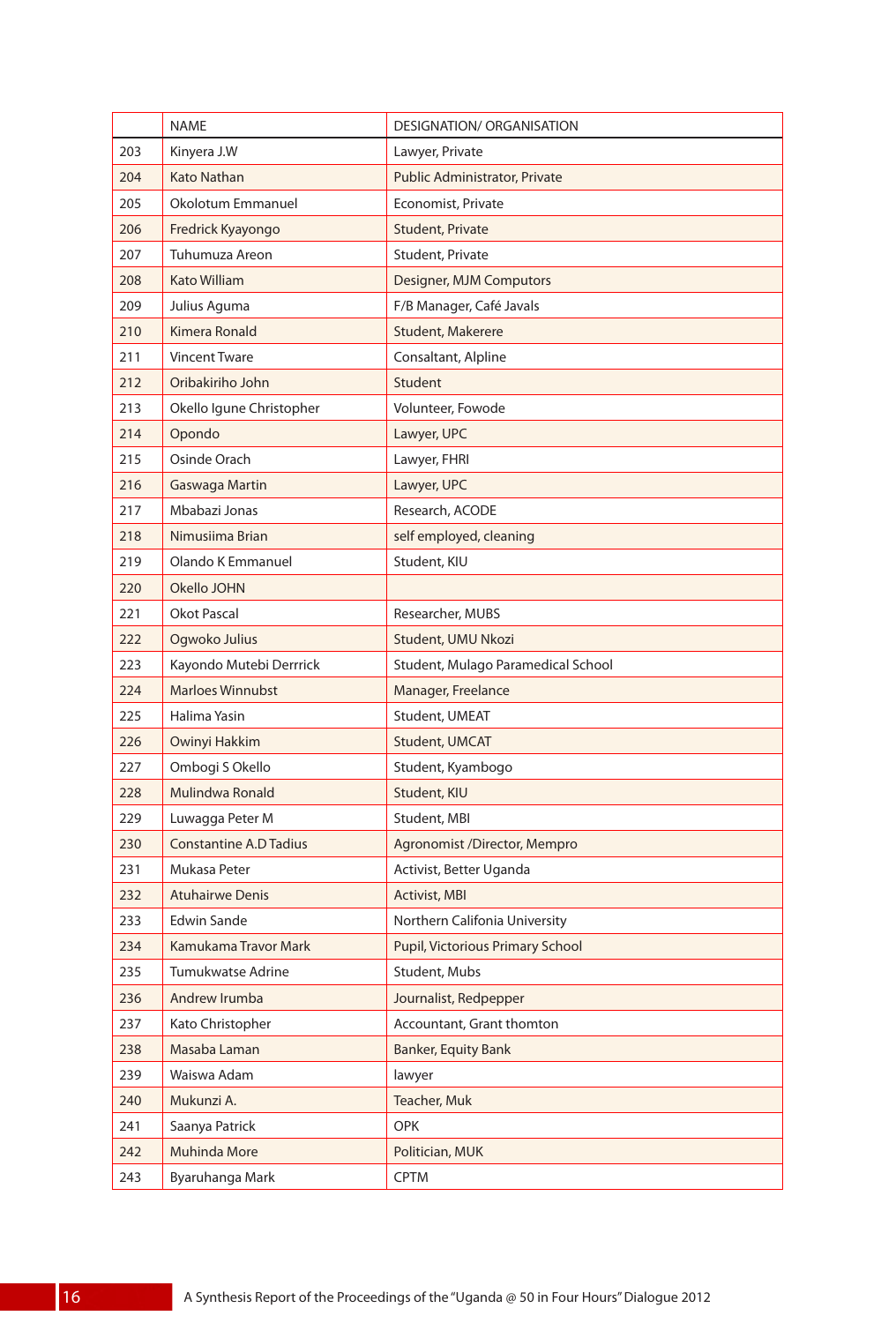| | NAME | DESIGNATION/ ORGANISATION |
|---|---|---|
| 203 | Kinyera J.W | Lawyer, Private |
| 204 | Kato Nathan | Public Administrator, Private |
| 205 | Okolotum Emmanuel | Economist, Private |
| 206 | Fredrick Kyayongo | Student, Private |
| 207 | Tuhumuza Areon | Student, Private |
| 208 | Kato William | Designer, MJM Computors |
| 209 | Julius Aguma | F/B Manager, Café Javals |
| 210 | Kimera Ronald | Student, Makerere |
| 211 | Vincent Tware | Consaltant, Alpline |
| 212 | Oribakiriho John | Student |
| 213 | Okello Igune Christopher | Volunteer, Fowode |
| 214 | Opondo | Lawyer, UPC |
| 215 | Osinde Orach | Lawyer, FHRI |
| 216 | Gaswaga Martin | Lawyer, UPC |
| 217 | Mbabazi Jonas | Research, ACODE |
| 218 | Nimusiima Brian | self employed, cleaning |
| 219 | Olando K Emmanuel | Student, KIU |
| 220 | Okello JOHN | |
| 221 | Okot Pascal | Researcher, MUBS |
| 222 | Ogwoko Julius | Student, UMU Nkozi |
| 223 | Kayondo Mutebi Derrrick | Student, Mulago Paramedical School |
| 224 | Marloes Winnubst | Manager, Freelance |
| 225 | Halima Yasin | Student, UMEAT |
| 226 | Owinyi Hakkim | Student, UMCAT |
| 227 | Ombogi S Okello | Student, Kyambogo |
| 228 | Mulindwa Ronald | Student, KIU |
| 229 | Luwagga Peter M | Student, MBI |
| 230 | Constantine A.D Tadius | Agronomist /Director, Mempro |
| 231 | Mukasa Peter | Activist, Better Uganda |
| 232 | Atuhairwe Denis | Activist, MBI |
| 233 | Edwin Sande | Northern Califonia University |
| 234 | Kamukama Travor Mark | Pupil, Victorious Primary School |
| 235 | Tumukwatse Adrine | Student, Mubs |
| 236 | Andrew Irumba | Journalist, Redpepper |
| 237 | Kato Christopher | Accountant, Grant thomton |
| 238 | Masaba Laman | Banker, Equity Bank |
| 239 | Waiswa Adam | lawyer |
| 240 | Mukunzi A. | Teacher, Muk |
| 241 | Saanya Patrick | OPK |
| 242 | Muhinda More | Politician, MUK |
| 243 | Byaruhanga Mark | CPTM |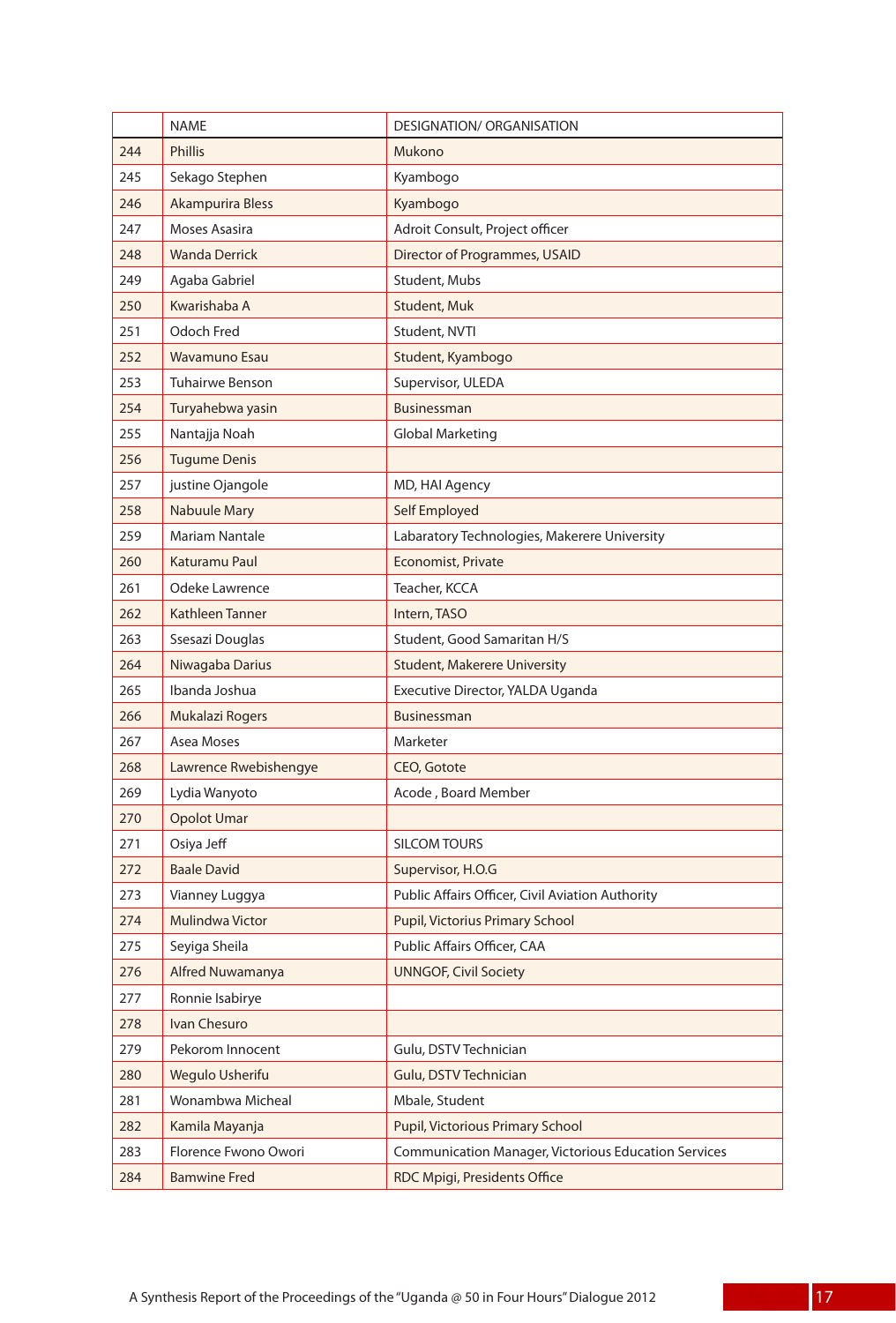|  | NAME | DESIGNATION/ ORGANISATION |
|---|---|---|
| 244 | Phillis | Mukono |
| 245 | Sekago Stephen | Kyambogo |
| 246 | Akampurira Bless | Kyambogo |
| 247 | Moses Asasira | Adroit Consult, Project officer |
| 248 | Wanda Derrick | Director of Programmes, USAID |
| 249 | Agaba Gabriel | Student, Mubs |
| 250 | Kwarishaba A | Student, Muk |
| 251 | Odoch Fred | Student, NVTI |
| 252 | Wavamuno Esau | Student, Kyambogo |
| 253 | Tuhairwe Benson | Supervisor, ULEDA |
| 254 | Turyahebwa yasin | Businessman |
| 255 | Nantajja Noah | Global Marketing |
| 256 | Tugume Denis |  |
| 257 | justine Ojangole | MD, HAI Agency |
| 258 | Nabuule Mary | Self Employed |
| 259 | Mariam Nantale | Labaratory Technologies, Makerere University |
| 260 | Katuramu Paul | Economist, Private |
| 261 | Odeke Lawrence | Teacher, KCCA |
| 262 | Kathleen Tanner | Intern, TASO |
| 263 | Ssesazi Douglas | Student, Good Samaritan H/S |
| 264 | Niwagaba Darius | Student, Makerere University |
| 265 | Ibanda Joshua | Executive Director, YALDA Uganda |
| 266 | Mukalazi Rogers | Businessman |
| 267 | Asea Moses | Marketer |
| 268 | Lawrence Rwebishengye | CEO, Gotote |
| 269 | Lydia Wanyoto | Acode , Board Member |
| 270 | Opolot Umar |  |
| 271 | Osiya Jeff | SILCOM TOURS |
| 272 | Baale David | Supervisor, H.O.G |
| 273 | Vianney Luggya | Public Affairs Officer, Civil Aviation Authority |
| 274 | Mulindwa Victor | Pupil, Victorius Primary School |
| 275 | Seyiga Sheila | Public Affairs Officer, CAA |
| 276 | Alfred Nuwamanya | UNNGOF, Civil Society |
| 277 | Ronnie Isabirye |  |
| 278 | Ivan Chesuro |  |
| 279 | Pekorom Innocent | Gulu, DSTV Technician |
| 280 | Wegulo Usherifu | Gulu, DSTV Technician |
| 281 | Wonambwa Micheal | Mbale, Student |
| 282 | Kamila Mayanja | Pupil, Victorious Primary School |
| 283 | Florence Fwono Owori | Communication Manager, Victorious Education Services |
| 284 | Bamwine Fred | RDC Mpigi, Presidents Office |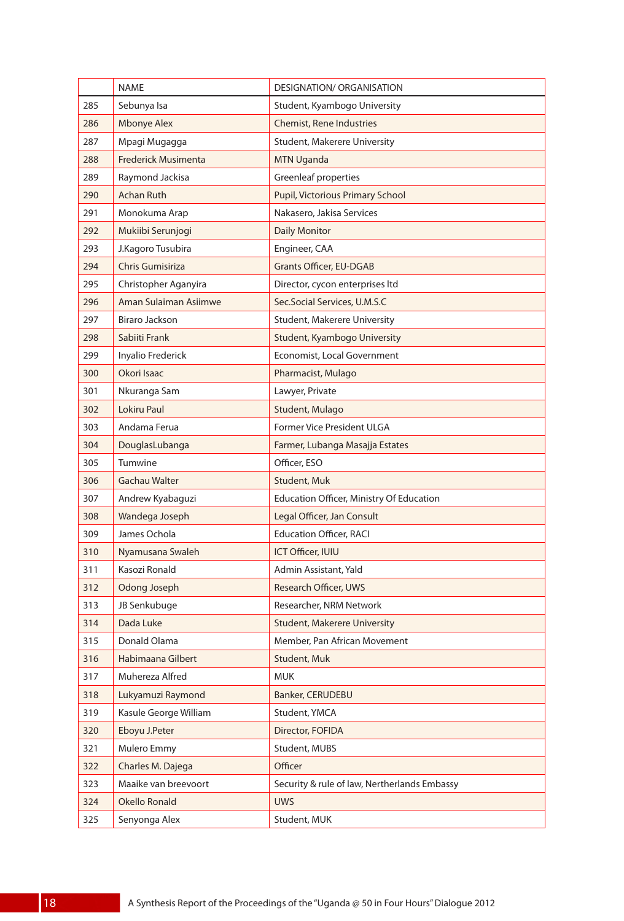|  | NAME | DESIGNATION/ ORGANISATION |
|---|---|---|
| 285 | Sebunya Isa | Student, Kyambogo University |
| 286 | Mbonye Alex | Chemist, Rene Industries |
| 287 | Mpagi Mugagga | Student, Makerere University |
| 288 | Frederick Musimenta | MTN Uganda |
| 289 | Raymond Jackisa | Greenleaf properties |
| 290 | Achan Ruth | Pupil, Victorious Primary School |
| 291 | Monokuma Arap | Nakasero, Jakisa Services |
| 292 | Mukiibi Serunjogi | Daily Monitor |
| 293 | J.Kagoro Tusubira | Engineer, CAA |
| 294 | Chris Gumisiriza | Grants Officer, EU-DGAB |
| 295 | Christopher Aganyira | Director, cycon enterprises ltd |
| 296 | Aman Sulaiman Asiimwe | Sec.Social Services, U.M.S.C |
| 297 | Biraro Jackson | Student, Makerere University |
| 298 | Sabiiti Frank | Student, Kyambogo University |
| 299 | Inyalio Frederick | Economist, Local Government |
| 300 | Okori Isaac | Pharmacist, Mulago |
| 301 | Nkuranga Sam | Lawyer, Private |
| 302 | Lokiru Paul | Student, Mulago |
| 303 | Andama Ferua | Former Vice President ULGA |
| 304 | DouglasLubanga | Farmer, Lubanga Masajja Estates |
| 305 | Tumwine | Officer, ESO |
| 306 | Gachau Walter | Student, Muk |
| 307 | Andrew Kyabaguzi | Education Officer, Ministry Of Education |
| 308 | Wandega Joseph | Legal Officer, Jan Consult |
| 309 | James Ochola | Education Officer, RACI |
| 310 | Nyamusana Swaleh | ICT Officer, IUIU |
| 311 | Kasozi Ronald | Admin Assistant, Yald |
| 312 | Odong Joseph | Research Officer, UWS |
| 313 | JB Senkubuge | Researcher, NRM Network |
| 314 | Dada Luke | Student, Makerere University |
| 315 | Donald Olama | Member, Pan African Movement |
| 316 | Habimaana Gilbert | Student, Muk |
| 317 | Muhereza Alfred | MUK |
| 318 | Lukyamuzi Raymond | Banker, CERUDEBU |
| 319 | Kasule George William | Student, YMCA |
| 320 | Eboyu J.Peter | Director, FOFIDA |
| 321 | Mulero Emmy | Student, MUBS |
| 322 | Charles M. Dajega | Officer |
| 323 | Maaike van breevoort | Security & rule of law, Nertherlands Embassy |
| 324 | Okello Ronald | UWS |
| 325 | Senyonga Alex | Student, MUK |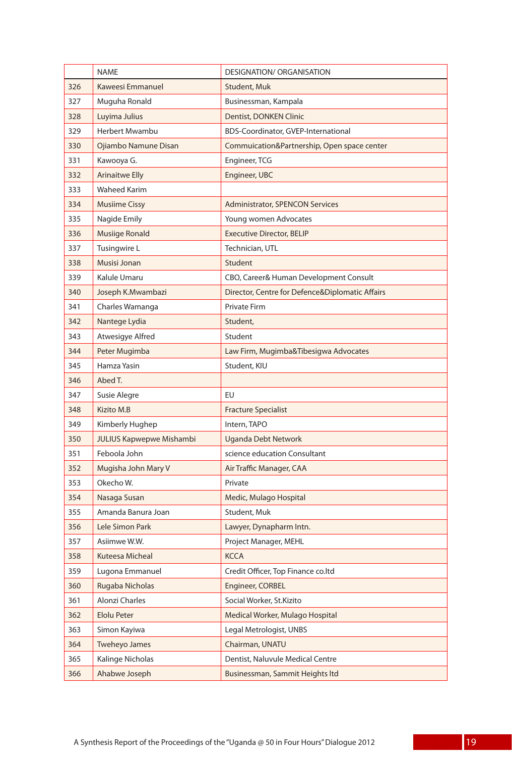| | NAME | DESIGNATION/ ORGANISATION |
|---|---|---|
| 326 | Kaweesi Emmanuel | Student, Muk |
| 327 | Muguha Ronald | Businessman, Kampala |
| 328 | Luyima Julius | Dentist, DONKEN Clinic |
| 329 | Herbert Mwambu | BDS-Coordinator, GVEP-International |
| 330 | Ojiambo Namune Disan | Commuication&Partnership, Open space center |
| 331 | Kawooya G. | Engineer, TCG |
| 332 | Arinaitwe Elly | Engineer, UBC |
| 333 | Waheed Karim | |
| 334 | Musiime Cissy | Administrator, SPENCON Services |
| 335 | Nagide Emily | Young women Advocates |
| 336 | Musiige Ronald | Executive Director, BELIP |
| 337 | Tusingwire L | Technician, UTL |
| 338 | Musisi Jonan | Student |
| 339 | Kalule Umaru | CBO, Career& Human Development Consult |
| 340 | Joseph K.Mwambazi | Director, Centre for Defence&Diplomatic Affairs |
| 341 | Charles Wamanga | Private Firm |
| 342 | Nantege Lydia | Student, |
| 343 | Atwesigye Alfred | Student |
| 344 | Peter Mugimba | Law Firm, Mugimba&Tibesigwa Advocates |
| 345 | Hamza Yasin | Student, KIU |
| 346 | Abed T. | |
| 347 | Susie Alegre | EU |
| 348 | Kizito M.B | Fracture Specialist |
| 349 | Kimberly Hughep | Intern, TAPO |
| 350 | JULIUS Kapwepwe Mishambi | Uganda Debt Network |
| 351 | Feboola John | science education Consultant |
| 352 | Mugisha John Mary V | Air Traffic Manager, CAA |
| 353 | Okecho W. | Private |
| 354 | Nasaga Susan | Medic, Mulago Hospital |
| 355 | Amanda Banura Joan | Student, Muk |
| 356 | Lele Simon Park | Lawyer, Dynapharm Intn. |
| 357 | Asiimwe W.W. | Project Manager, MEHL |
| 358 | Kuteesa Micheal | KCCA |
| 359 | Lugona Emmanuel | Credit Officer, Top Finance co.ltd |
| 360 | Rugaba Nicholas | Engineer, CORBEL |
| 361 | Alonzi Charles | Social Worker, St.Kizito |
| 362 | Elolu Peter | Medical Worker, Mulago Hospital |
| 363 | Simon Kayiwa | Legal Metrologist, UNBS |
| 364 | Tweheyo James | Chairman, UNATU |
| 365 | Kalinge Nicholas | Dentist, Naluvule Medical Centre |
| 366 | Ahabwe Joseph | Businessman, Sammit Heights ltd |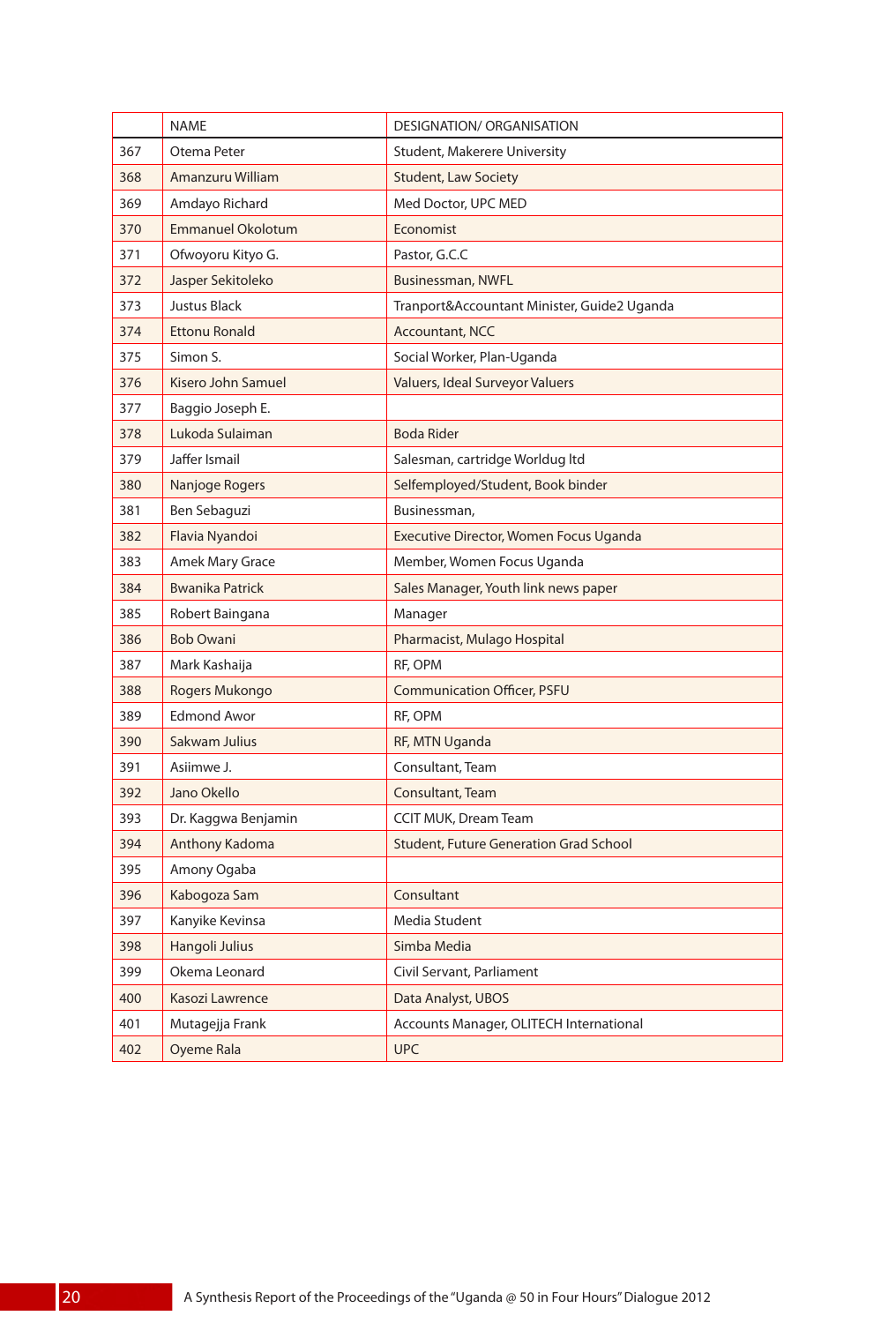| | NAME | DESIGNATION/ ORGANISATION |
|---|---|---|
| 367 | Otema Peter | Student, Makerere University |
| 368 | Amanzuru William | Student, Law Society |
| 369 | Amdayo Richard | Med Doctor, UPC MED |
| 370 | Emmanuel Okolotum | Economist |
| 371 | Ofwoyoru Kityo G. | Pastor, G.C.C |
| 372 | Jasper Sekitoleko | Businessman, NWFL |
| 373 | Justus Black | Tranport&Accountant Minister, Guide2 Uganda |
| 374 | Ettonu Ronald | Accountant, NCC |
| 375 | Simon S. | Social Worker, Plan-Uganda |
| 376 | Kisero John Samuel | Valuers, Ideal Surveyor Valuers |
| 377 | Baggio Joseph E. | |
| 378 | Lukoda Sulaiman | Boda Rider |
| 379 | Jaffer Ismail | Salesman, cartridge Worldug ltd |
| 380 | Nanjoge Rogers | Selfemployed/Student, Book binder |
| 381 | Ben Sebaguzi | Businessman, |
| 382 | Flavia Nyandoi | Executive Director, Women Focus Uganda |
| 383 | Amek Mary Grace | Member, Women Focus Uganda |
| 384 | Bwanika Patrick | Sales Manager, Youth link news paper |
| 385 | Robert Baingana | Manager |
| 386 | Bob Owani | Pharmacist, Mulago Hospital |
| 387 | Mark Kashaija | RF, OPM |
| 388 | Rogers Mukongo | Communication Officer, PSFU |
| 389 | Edmond Awor | RF, OPM |
| 390 | Sakwam Julius | RF, MTN Uganda |
| 391 | Asiimwe J. | Consultant, Team |
| 392 | Jano Okello | Consultant, Team |
| 393 | Dr. Kaggwa Benjamin | CCIT MUK, Dream Team |
| 394 | Anthony Kadoma | Student, Future Generation Grad School |
| 395 | Amony Ogaba | |
| 396 | Kabogoza Sam | Consultant |
| 397 | Kanyike Kevinsa | Media Student |
| 398 | Hangoli Julius | Simba Media |
| 399 | Okema Leonard | Civil Servant, Parliament |
| 400 | Kasozi Lawrence | Data Analyst, UBOS |
| 401 | Mutagejja Frank | Accounts Manager, OLITECH International |
| 402 | Oyeme Rala | UPC |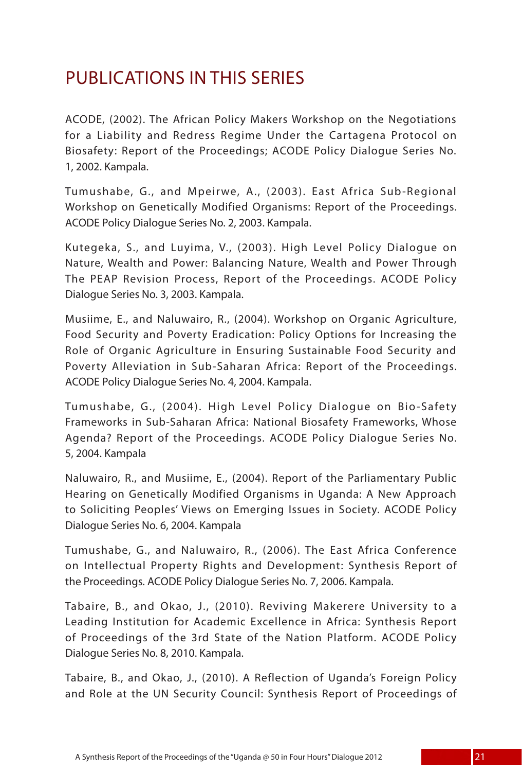# PUBLICATIONS IN THIS SERIES

ACODE, (2002). The African Policy Makers Workshop on the Negotiations for a Liability and Redress Regime Under the Cartagena Protocol on Biosafety: Report of the Proceedings; ACODE Policy Dialogue Series No. 1, 2002. Kampala.

Tumushabe, G., and Mpeirwe, A., (2003). East Africa Sub-Regional Workshop on Genetically Modified Organisms: Report of the Proceedings. ACODE Policy Dialogue Series No. 2, 2003. Kampala.

Kutegeka, S., and Luyima, V., (2003). High Level Policy Dialogue on Nature, Wealth and Power: Balancing Nature, Wealth and Power Through The PEAP Revision Process, Report of the Proceedings. ACODE Policy Dialogue Series No. 3, 2003. Kampala.

Musiime, E., and Naluwairo, R., (2004). Workshop on Organic Agriculture, Food Security and Poverty Eradication: Policy Options for Increasing the Role of Organic Agriculture in Ensuring Sustainable Food Security and Poverty Alleviation in Sub-Saharan Africa: Report of the Proceedings. ACODE Policy Dialogue Series No. 4, 2004. Kampala.

Tumushabe, G., (2004). High Level Policy Dialogue on Bio-Safety Frameworks in Sub-Saharan Africa: National Biosafety Frameworks, Whose Agenda? Report of the Proceedings. ACODE Policy Dialogue Series No. 5, 2004. Kampala

Naluwairo, R., and Musiime, E., (2004). Report of the Parliamentary Public Hearing on Genetically Modified Organisms in Uganda: A New Approach to Soliciting Peoples' Views on Emerging Issues in Society. ACODE Policy Dialogue Series No. 6, 2004. Kampala

Tumushabe, G., and Naluwairo, R., (2006). The East Africa Conference on Intellectual Property Rights and Development: Synthesis Report of the Proceedings. ACODE Policy Dialogue Series No. 7, 2006. Kampala.

Tabaire, B., and Okao, J., (2010). Reviving Makerere University to a Leading Institution for Academic Excellence in Africa: Synthesis Report of Proceedings of the 3rd State of the Nation Platform. ACODE Policy Dialogue Series No. 8, 2010. Kampala.

Tabaire, B., and Okao, J., (2010). A Reflection of Uganda's Foreign Policy and Role at the UN Security Council: Synthesis Report of Proceedings of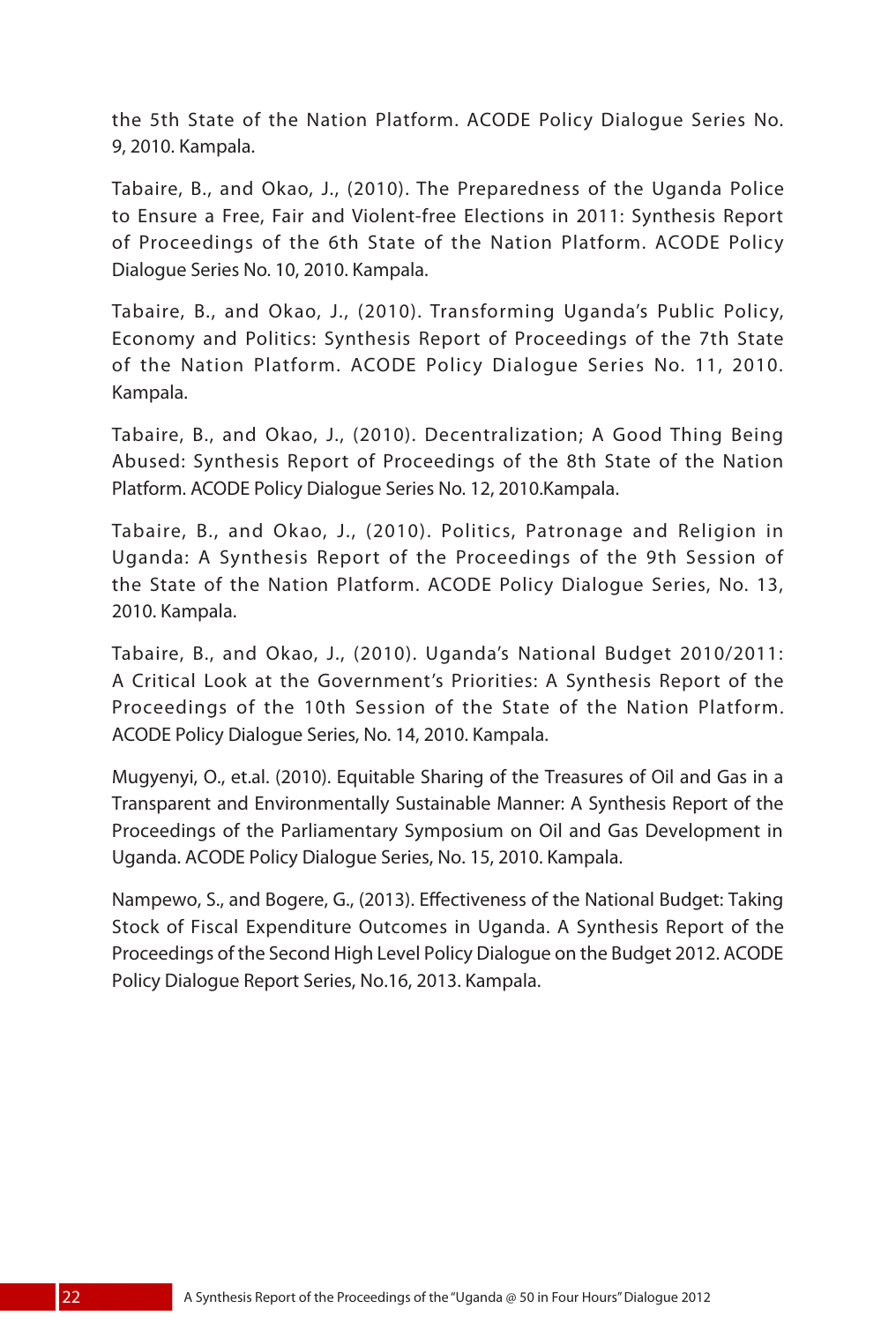the 5th State of the Nation Platform. ACODE Policy Dialogue Series No. 9, 2010. Kampala.

Tabaire, B., and Okao, J., (2010). The Preparedness of the Uganda Police to Ensure a Free, Fair and Violent-free Elections in 2011: Synthesis Report of Proceedings of the 6th State of the Nation Platform. ACODE Policy Dialogue Series No. 10, 2010. Kampala.

Tabaire, B., and Okao, J., (2010). Transforming Uganda's Public Policy, Economy and Politics: Synthesis Report of Proceedings of the 7th State of the Nation Platform. ACODE Policy Dialogue Series No. 11, 2010. Kampala.

Tabaire, B., and Okao, J., (2010). Decentralization; A Good Thing Being Abused: Synthesis Report of Proceedings of the 8th State of the Nation Platform. ACODE Policy Dialogue Series No. 12, 2010.Kampala.

Tabaire, B., and Okao, J., (2010). Politics, Patronage and Religion in Uganda: A Synthesis Report of the Proceedings of the 9th Session of the State of the Nation Platform. ACODE Policy Dialogue Series, No. 13, 2010. Kampala.

Tabaire, B., and Okao, J., (2010). Uganda's National Budget 2010/2011: A Critical Look at the Government's Priorities: A Synthesis Report of the Proceedings of the 10th Session of the State of the Nation Platform. ACODE Policy Dialogue Series, No. 14, 2010. Kampala.

Mugyenyi, O., et.al. (2010). Equitable Sharing of the Treasures of Oil and Gas in a Transparent and Environmentally Sustainable Manner: A Synthesis Report of the Proceedings of the Parliamentary Symposium on Oil and Gas Development in Uganda. ACODE Policy Dialogue Series, No. 15, 2010. Kampala.

Nampewo, S., and Bogere, G., (2013). Effectiveness of the National Budget: Taking Stock of Fiscal Expenditure Outcomes in Uganda. A Synthesis Report of the Proceedings of the Second High Level Policy Dialogue on the Budget 2012. ACODE Policy Dialogue Report Series, No.16, 2013. Kampala.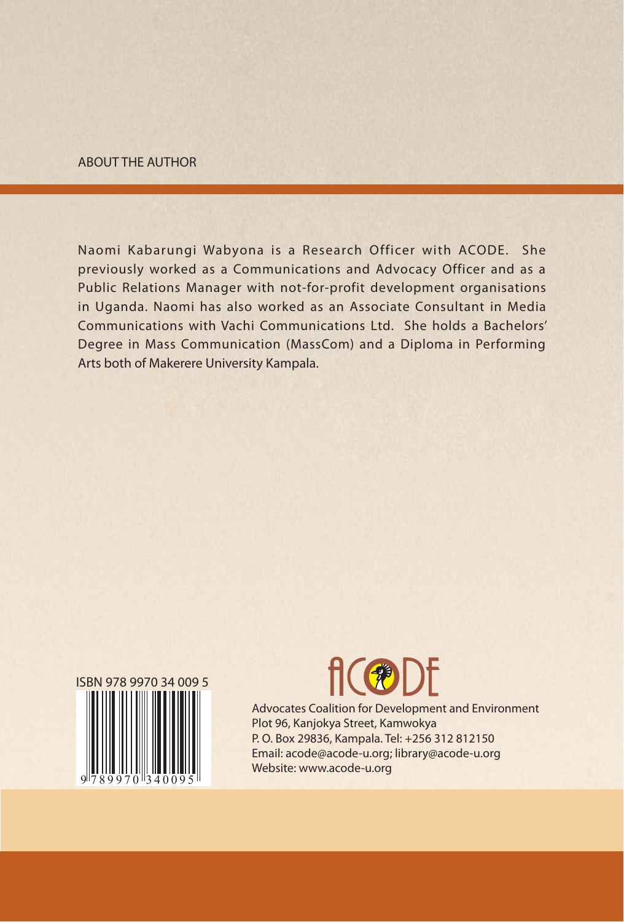## ABOUT THE AUTHOR

Naomi Kabarungi Wabyona is a Research Officer with ACODE. She previously worked as a Communications and Advocacy Officer and as a Public Relations Manager with not-for-profit development organisations in Uganda. Naomi has also worked as an Associate Consultant in Media Communications with Vachi Communications Ltd. She holds a Bachelors' Degree in Mass Communication (MassCom) and a Diploma in Performing Arts both of Makerere University Kampala.

ISBN 978 9970 34 009 5

9 789970 340095

ACODE

Advocates Coalition for Development and Environment
Plot 96, Kanjokya Street, Kamwokya
P. O. Box 29836, Kampala. Tel: +256 312 812150
Email: acode@acode-u.org; library@acode-u.org
Website: www.acode-u.org